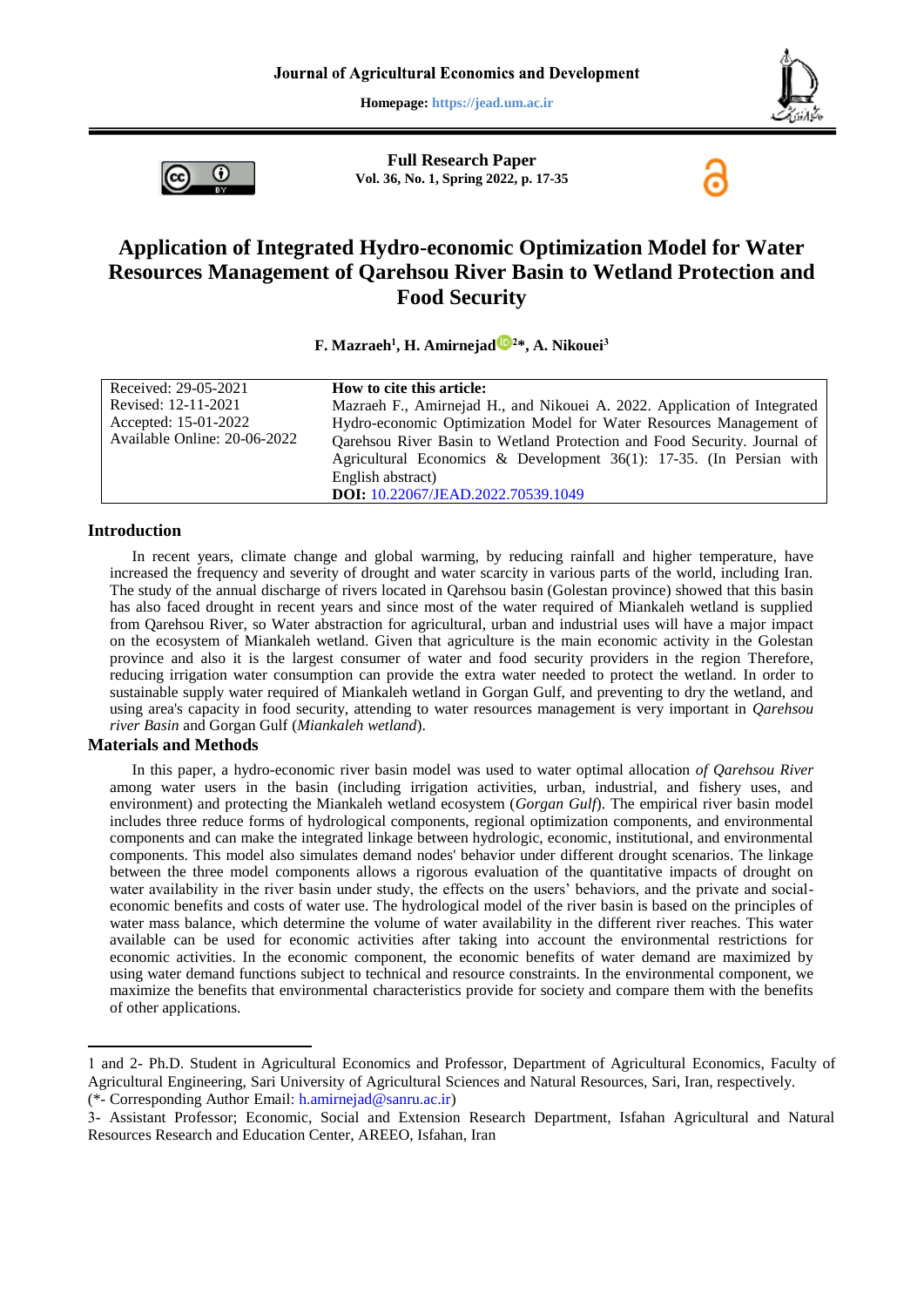Journal of Agricultural Economics and Development

Homepage: https://jead.um.ac.ir

**Full Research Paper**
**Vol. 36, No. 1, Spring 2022, p. 17-35**

# Application of Integrated Hydro-economic Optimization Model for Water Resources Management of Qarehsou River Basin to Wetland Protection and Food Security

**F. Mazraeh[1], H. Amirnejad[2]*, A. Nikouei[3]**

| Received: 29-05-2021<br>Revised: 12-11-2021<br>Accepted: 15-01-2022<br>Available Online: 20-06-2022 | **How to cite this article:**<br>Mazraeh F., Amirnejad H., and Nikouei A. 2022. Application of Integrated Hydro-economic Optimization Model for Water Resources Management of Qarehsou River Basin to Wetland Protection and Food Security. Journal of Agricultural Economics & Development 36(1): 17-35. (In Persian with English abstract)<br>**DOI:** 10.22067/JEAD.2022.70539.1049 |
|---|---|

## Introduction

In recent years, climate change and global warming, by reducing rainfall and higher temperature, have increased the frequency and severity of drought and water scarcity in various parts of the world, including Iran. The study of the annual discharge of rivers located in Qarehsou basin (Golestan province) showed that this basin has also faced drought in recent years and since most of the water required of Miankaleh wetland is supplied from Qarehsou River, so Water abstraction for agricultural, urban and industrial uses will have a major impact on the ecosystem of Miankaleh wetland. Given that agriculture is the main economic activity in the Golestan province and also it is the largest consumer of water and food security providers in the region Therefore, reducing irrigation water consumption can provide the extra water needed to protect the wetland. In order to sustainable supply water required of Miankaleh wetland in Gorgan Gulf, and preventing to dry the wetland, and using area's capacity in food security, attending to water resources management is very important in *Qarehsou river Basin* and Gorgan Gulf (*Miankaleh wetland*).

## Materials and Methods

In this paper, a hydro-economic river basin model was used to water optimal allocation *of Qarehsou River* among water users in the basin (including irrigation activities, urban, industrial, and fishery uses, and environment) and protecting the Miankaleh wetland ecosystem (*Gorgan Gulf*). The empirical river basin model includes three reduce forms of hydrological components, regional optimization components, and environmental components and can make the integrated linkage between hydrologic, economic, institutional, and environmental components. This model also simulates demand nodes' behavior under different drought scenarios. The linkage between the three model components allows a rigorous evaluation of the quantitative impacts of drought on water availability in the river basin under study, the effects on the users' behaviors, and the private and social-economic benefits and costs of water use. The hydrological model of the river basin is based on the principles of water mass balance, which determine the volume of water availability in the different river reaches. This water available can be used for economic activities after taking into account the environmental restrictions for economic activities. In the economic component, the economic benefits of water demand are maximized by using water demand functions subject to technical and resource constraints. In the environmental component, we maximize the benefits that environmental characteristics provide for society and compare them with the benefits of other applications.

---

1 and 2- Ph.D. Student in Agricultural Economics and Professor, Department of Agricultural Economics, Faculty of Agricultural Engineering, Sari University of Agricultural Sciences and Natural Resources, Sari, Iran, respectively.
(*- Corresponding Author Email: h.amirnejad@sanru.ac.ir)

3- Assistant Professor; Economic, Social and Extension Research Department, Isfahan Agricultural and Natural Resources Research and Education Center, AREEO, Isfahan, Iran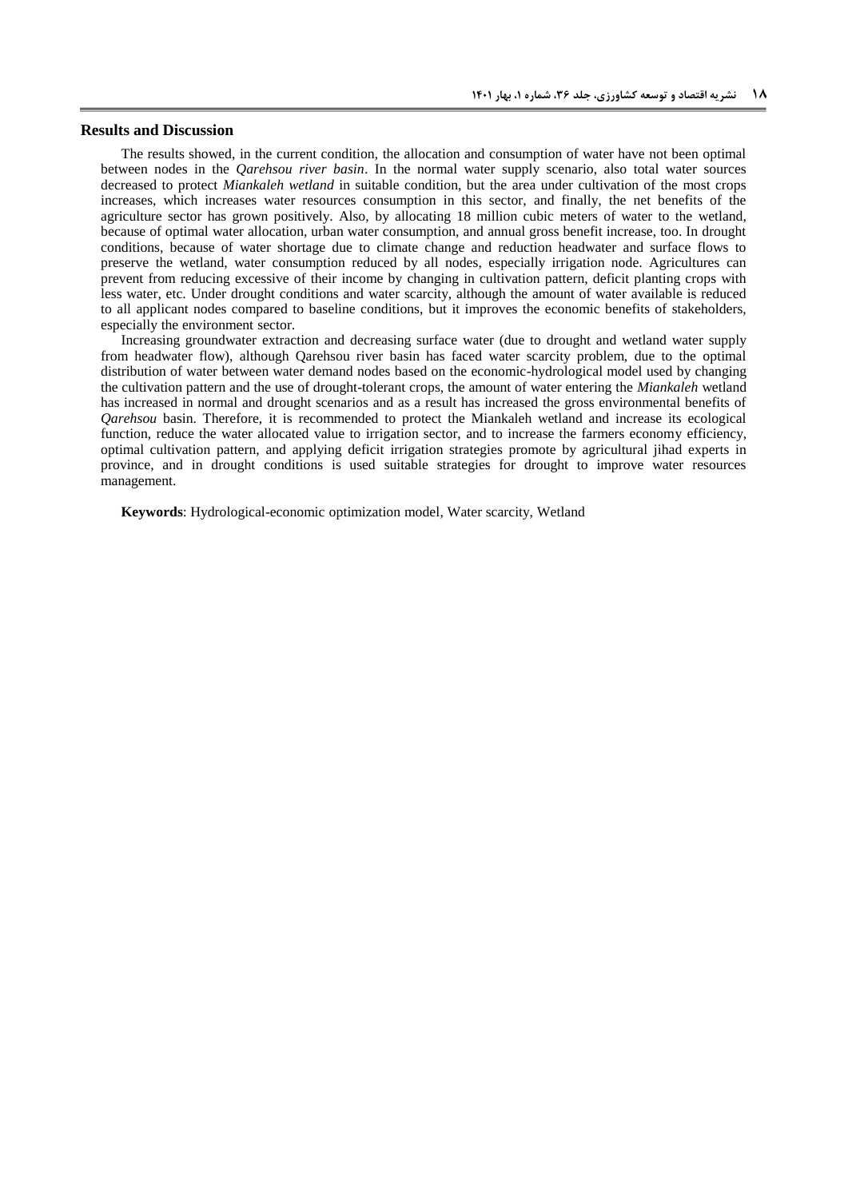## Results and Discussion

The results showed, in the current condition, the allocation and consumption of water have not been optimal between nodes in the *Qarehsou river basin*. In the normal water supply scenario, also total water sources decreased to protect *Miankaleh wetland* in suitable condition, but the area under cultivation of the most crops increases, which increases water resources consumption in this sector, and finally, the net benefits of the agriculture sector has grown positively. Also, by allocating 18 million cubic meters of water to the wetland, because of optimal water allocation, urban water consumption, and annual gross benefit increase, too. In drought conditions, because of water shortage due to climate change and reduction headwater and surface flows to preserve the wetland, water consumption reduced by all nodes, especially irrigation node. Agricultures can prevent from reducing excessive of their income by changing in cultivation pattern, deficit planting crops with less water, etc. Under drought conditions and water scarcity, although the amount of water available is reduced to all applicant nodes compared to baseline conditions, but it improves the economic benefits of stakeholders, especially the environment sector.

Increasing groundwater extraction and decreasing surface water (due to drought and wetland water supply from headwater flow), although Qarehsou river basin has faced water scarcity problem, due to the optimal distribution of water between water demand nodes based on the economic-hydrological model used by changing the cultivation pattern and the use of drought-tolerant crops, the amount of water entering the *Miankaleh* wetland has increased in normal and drought scenarios and as a result has increased the gross environmental benefits of *Qarehsou* basin. Therefore, it is recommended to protect the Miankaleh wetland and increase its ecological function, reduce the water allocated value to irrigation sector, and to increase the farmers economy efficiency, optimal cultivation pattern, and applying deficit irrigation strategies promote by agricultural jihad experts in province, and in drought conditions is used suitable strategies for drought to improve water resources management.

**Keywords**: Hydrological-economic optimization model, Water scarcity, Wetland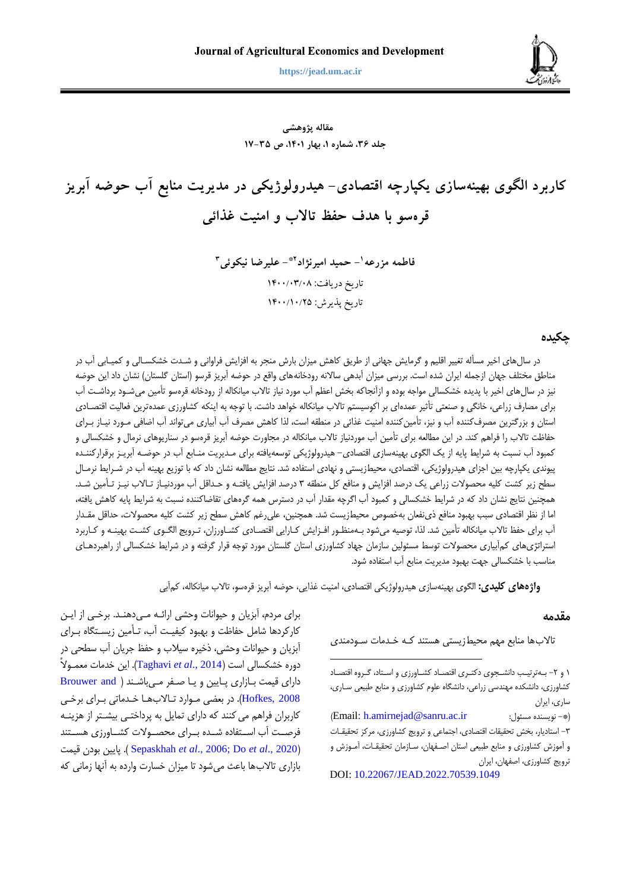مقاله پژوهشی

# کاربرد الگوی بهینه‌سازی یکپارچه اقتصادی- هیدرولوژیکی در مدیریت منابع آب حوضه آبریز قره‌سو با هدف حفظ تالاب و امنیت غذائی

فاطمه مزرعه[1]- حمید امیرنژاد[2]*- علیرضا نیکوئی[3]

تاریخ دریافت: ۱۴۰۰/۰۳/۰۸

تاریخ پذیرش: ۱۴۰۰/۱۰/۲۵

## چکیده

در سال‌های اخیر مسأله تغییر اقلیم و گرمایش جهانی از طریق کاهش میزان بارش منجر به افزایش فراوانی و شدت خشکسالی و کمیابی آب در مناطق مختلف جهان ازجمله ایران شده است. بررسی میزان آبدهی سالانه رودخانه‌های واقع در حوضه آبریز قرسو (استان گلستان) نشان داد این حوضه نیز در سال‌های اخیر با پدیده خشکسالی مواجه بوده و ازآنجاکه بخش اعظم آب مورد نیاز تالاب میانکاله از رودخانه قره‌سو تأمین می‌شود برداشت آب برای مصارف زراعی، خانگی و صنعتی تأثیر عمده‌ای بر اکوسیستم تالاب میانکاله خواهد داشت. با توجه به اینکه کشاورزی عمده‌ترین فعالیت اقتصادی استان و بزرگترین مصرف‌کننده آب و نیز، تأمین‌کننده امنیت غذائی در منطقه است، لذا کاهش مصرف آب آبیاری می‌تواند آب اضافی مورد نیاز برای حفاظت تالاب را فراهم کند. در این مطالعه برای تأمین آب موردنیاز تالاب میانکاله در مجاورت حوضه آبریز قره‌سو در سناریوهای نرمال و خشکسالی و کمبود آب نسبت به شرایط پایه از یک الگوی بهینه‌سازی توسعه‌یافته اقتصادی- هیدرولوژیکی برای مدیریت منابع آب در حوضه آبریز برقرارکننده پیوندی یکپارچه بین اجزای هیدرولوژیکی، اقتصادی، محیط‌زیستی و نهادی استفاده شد. نتایج مطالعه نشان داد که با توزیع بهینه آب در شرایط نرمال سطح زیر کشت کلیه محصولات زراعی یک درصد افزایش و منافع کل منطقه ۳ درصد افزایش یافته و حداقل آب موردنیاز تالاب نیز تأمین شد. همچنین نتایج نشان داد که در شرایط خشکسالی و کمبود آب اگرچه مقدار آب در دسترس همه گروه‌های تقاضاکننده نسبت به شرایط پایه کاهش یافته، اما از نظر اقتصادی سبب بهبود منافع ذی‌نفعان به‌خصوص محیط‌زیست شد. همچنین، علی‌رغم کاهش سطح زیر کشت کلیه محصولات، حداقل مقدار آب برای حفظ تالاب میانکاله تأمین شد. لذا، توصیه می‌شود به‌منظور افزایش کارایی اقتصادی کشاورزان، ترویج الگوی کشت بهینه و کاربرد استراتژی‌های کم‌آبیاری محصولات توسط مسئولین سازمان جهاد کشاورزی استان گلستان مورد توجه قرار گرفته و در شرایط خشکسالی از راهبردهای مناسب با خشکسالی جهت بهبود مدیریت منابع آب استفاده شود.

**واژه‌های کلیدی:** الگوی بهینه‌سازی هیدرولوژیکی اقتصادی، امنیت غذایی، حوضه آبریز قره‌سو، تالاب میانکاله، کم‌آبی

## مقدمه

تالاب‌ها منابع مهم محیط‌زیستی هستند که خدمات سودمندی برای مردم، آبزیان و حیوانات وحشی ارائه می‌دهند. برخی از این کارکردها شامل حفاظت و بهبود کیفیت آب، تأمین زیستگاه برای آبزیان و حیوانات وحشی، ذخیره سیلاب و حفظ جریان آب سطحی در دوره خشکسالی است (Taghavi *et al*., 2014). این خدمات معمولاً دارای قیمت بازاری پایین و یا صفر می‌باشند (Brouwer and Hofkes, 2008). در بعضی موارد تالاب‌ها خدماتی برای برخی کاربران فراهم می کنند که دارای تمایل به پرداختی بیشتر از هزینه فرصت آب استفاده شده برای محصولات کشاورزی هستند (Sepaskhah *et al*., 2006; Do *et al*., 2020). پایین بودن قیمت بازاری تالاب‌ها باعث می‌شود تا میزان خسارت وارده به آنها زمانی که

---

۱ و ۲- به‌ترتیب دانشجوی دکتری اقتصاد کشاورزی و استاد، گروه اقتصاد کشاورزی، دانشکده مهندسی زراعی، دانشگاه علوم کشاورزی و منابع طبیعی ساری، ساری، ایران

(*- نویسنده مسئول: Email: h.amirnejad@sanru.ac.ir)

۳- استادیار، بخش تحقیقات اقتصادی، اجتماعی و ترویج کشاورزی، مرکز تحقیقات و آموزش کشاورزی و منابع طبیعی استان اصفهان، سازمان تحقیقات، آموزش و ترویج کشاورزی، اصفهان، ایران

DOI: 10.22067/JEAD.2022.70539.1049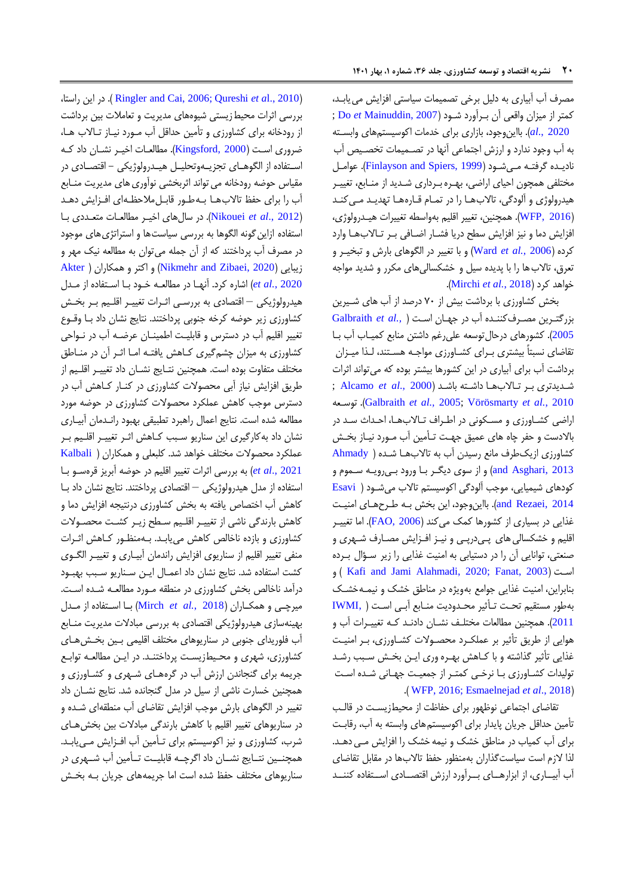مصرف آب آبیاری به دلیل برخی تصمیمات سیاستی افزایش می یابد، کمتر از میزان واقعی آن برآورد شود (Do et Mainuddin, 2007; et al., 2020). بااین‌وجود، بازاری برای خدمات اکوسیستم‌های وابسته به آب وجود ندارد و ارزش اجتماعی آنها در تصمیمات تخصیص آب نادیده گرفته می‌شود (Finlayson and Spiers, 1999). عوامل مختلفی همچون احیای اراضی، بهره برداری شدید از منابع، تغییر هیدرولوژی و آلودگی، تالاب‌ها را در تمام قاره‌ها تهدید می‌کند (WFP, 2016). همچنین، تغییر اقلیم بواسطه تغییرات هیدرولوژی، افزایش دما و نیز افزایش سطح دریا فشار اضافی بر تالاب‌ها وارد کرده (Ward et al., 2006) و با تغییر در الگوهای بارش و تبخیر و تعرق، تالاب‌ها را با پدیده سیل و خشکسالی‌های مکرر و شدید مواجه خواهد کرد (Mirchi et al., 2018).

بخش کشاورزی با برداشت بیش از ۷۰ درصد از آب های شیرین بزرگترین مصرف‌کننده آب در جهان است (Galbraith et al., 2005). کشورهای درحال‌توسعه علی‌رغم داشتن منابع کمیاب آب با تقاضای نسبتاً بیشتری برای کشاورزی مواجه هستند، لذا میزان برداشت آب برای آبیاری در این کشورها بیشتر بوده که می‌تواند اثرات شدیدتری بر تالاب‌ها داشته باشد (Alcamo et al., 2000; Galbraith et al., 2005; Vörösmarty et al., 2010). توسعه اراضی کشاورزی و مسکونی در اطراف تالاب‌ها، احداث سد در بالادست و حفر چاه های عمیق جهت تأمین آب مورد نیاز بخش کشاورزی ازیک‌طرف مانع رسیدن آب به تالاب‌ها شده (Ahmady and Asghari, 2013) و از سوی دیگر با ورود بی‌رویه سموم و کودهای شیمیایی، موجب آلودگی اکوسیستم تالاب می‌شود (Esavi and Rezaei, 2014). بااین‌وجود، این بخش به طرح‌های امنیت غذایی در بسیاری از کشورها کمک می‌کند (FAO, 2006). اما تغییر اقلیم و خشکسالی های پی‌درپی و نیز افزایش مصارف شهری و صنعتی، توانایی آن را در دستیابی به امنیت غذایی از زیر سؤال برده است (Kafi and Jami Alahmadi, 2020; Fanat, 2003) و بنابراین، امنیت غذایی جوامع به‌ویژه در مناطق خشک و نیمه‌خشک به‌طور مستقیم تحت تأثیر محدودیت منابع آبی است (IWMI, 2011). همچنین مطالعات مختلف نشان دادند که تغییرات آب و هوایی از طریق تأثیر بر عملکرد محصولات کشاورزی، بر امنیت غذایی تأثیر گذاشته و با کاهش بهره وری این بخش سبب رشد تولیدات کشاورزی با نرخی کمتر از جمعیت جهانی شده است (WFP, 2016; Esmaelnejad et al., 2018).

تقاضای اجتماعی نوظهور برای حفاظت از محیط‌زیست در قالب تأمین حداقل جریان پایدار برای اکوسیستم‌های وابسته به آب، رقابت برای آب کمیاب در مناطق خشک و نیمه خشک را افزایش می‌دهد. لذا لازم است سیاست‌گذاران به‌منظور حفظ تالاب‌ها در مقابل تقاضای آب آبیاری، از ابزارهای برآورد ارزش اقتصادی استفاده کنند (Ringler and Cai, 2006; Qureshi et al., 2010). در این راستا، بررسی اثرات محیط زیستی شیوه‌های مدیریت و تعاملات بین برداشت از رودخانه برای کشاورزی و تأمین حداقل آب مورد نیاز تالاب ها، ضروری است (Kingsford, 2000). مطالعات اخیر نشان داد که استفاده از الگوهای تجزیه‌وتحلیل هیدرولوژیکی – اقتصادی در مقیاس حوضه رودخانه می تواند اثربخشی نوآوری های مدیریت منابع آب را برای حفظ تالاب‌ها به‌طور قابل‌ملاحظه‌ای افزایش دهد (Nikouei et al., 2012). در سال‌های اخیر مطالعات متعددی با استفاده ازاین گونه الگوها به بررسی سیاست‌ها و استراتژی‌های موجود در مصرف آب پرداختند که از آن جمله می‌توان به مطالعه نیک مهر و زیبایی (Nikmehr and Zibaei, 2020) و اکتر و همکاران (Akter et al., 2020) اشاره کرد. آنها در مطالعه خود با استفاده از مدل هیدرولوژیکی – اقتصادی به بررسی اثرات تغییر اقلیم بر بخش کشاورزی زیر حوضه کرخه جنوبی پرداختند. نتایج نشان داد با وقوع تغییر اقلیم آب در دسترس و قابلیت اطمینان عرضه آب در نواحی کشاورزی به میزان چشم‌گیری کاهش یافته اما اثر آن در مناطق مختلف متفاوت بوده است. همچنین نتایج نشان داد تغییر اقلیم از طریق افزایش نیاز آبی محصولات کشاورزی در کنار کاهش آب در دسترس موجب کاهش عملکرد محصولات کشاورزی در حوضه مورد مطالعه شده است. نتایج اعمال راهبرد تطبیقی بهبود راندمان آبیاری نشان داد به‌کارگیری این سناریو سبب کاهش اثر تغییر اقلیم بر عملکرد محصولات مختلف خواهد شد. کلبعلی و همکاران (Kalbali et al., 2021) به بررسی اثرات تغییر اقلیم در حوضه آبریز قره‌سو با استفاده از مدل هیدرولوژیکی – اقتصادی پرداختند. نتایج نشان داد با کاهش آب اختصاص یافته به بخش کشاورزی درنتیجه افزایش دما و کاهش بارندگی ناشی از تغییر اقلیم سطح زیر کشت محصولات کشاورزی و بازده ناخالص کاهش می‌یابد. به‌منظور کاهش اثرات منفی تغییر اقلیم از سناریوی افزایش راندمان آبیاری و تغییر الگوی کشت استفاده شد. نتایج نشان داد اعمال این سناریو سبب بهبود درآمد ناخالص بخش کشاورزی در منطقه مورد مطالعه شده است. میرچی و همکاران (Mirch et al., 2018) با استفاده از مدل بهینه‌سازی هیدرولوژیکی اقتصادی به بررسی مبادلات مدیریت منابع آب فلوریدای جنوبی در سناریوهای مختلف اقلیمی بین بخش‌های کشاورزی، شهری و محیط‌زیست پرداختند. در این مطالعه توابع جریمه برای گنجاندن ارزش آب در گروه‌های شهری و کشاورزی و همچنین خسارت ناشی از سیل در مدل گنجانده شد. نتایج نشان داد تغییر در الگوهای بارش موجب افزایش تقاضای آب منطقه‌ای شده و در سناریوهای تغییر اقلیم با کاهش بارندگی مبادلات بین بخش‌های شرب، کشاورزی و نیز اکوسیستم برای تأمین آب افزایش می‌یابد. همچنین نتایج نشان داد اگرچه قابلیت تأمین آب شهری در سناریوهای مختلف حفظ شده است اما جریمه‌های جریان به بخش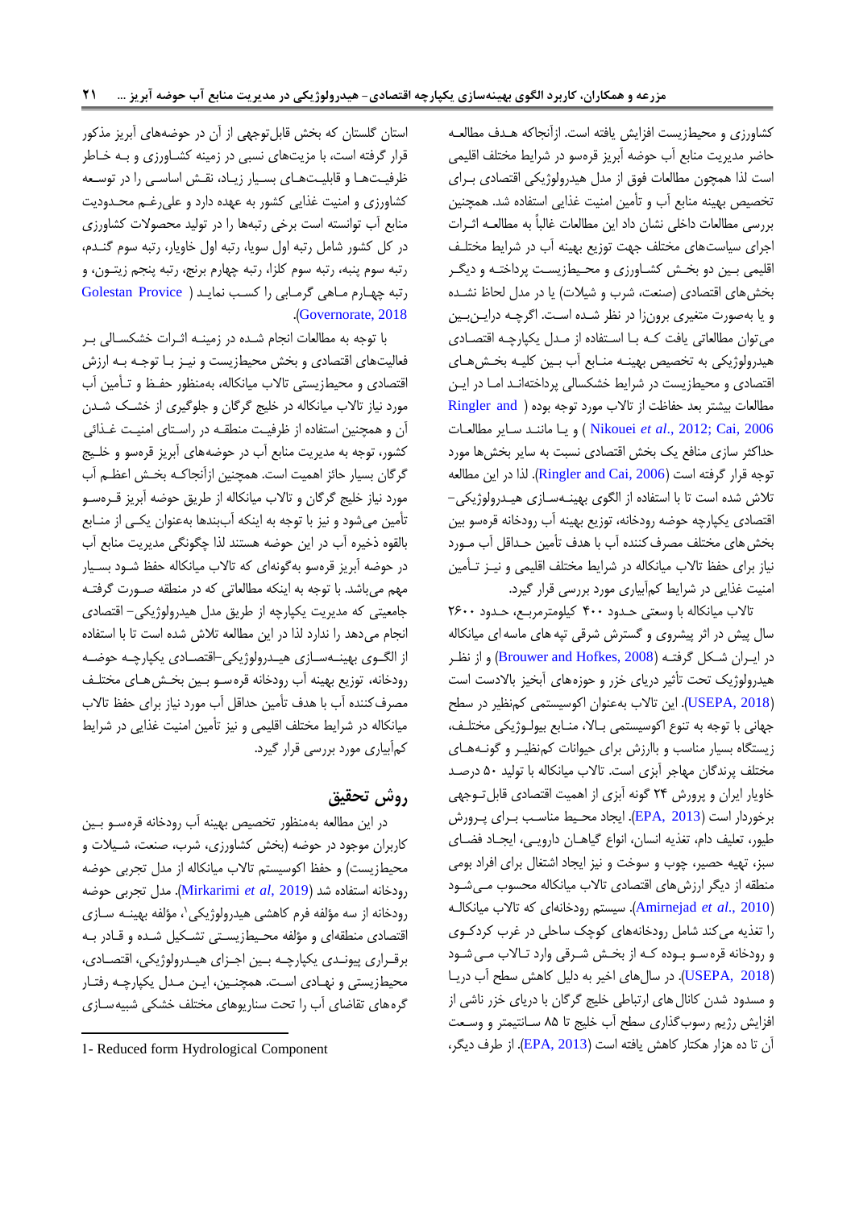کشاورزی و محیط‌زیست افزایش یافته است. ازآنجاکه هدف مطالعه حاضر مدیریت منابع آب حوضه آبریز قره‌سو در شرایط مختلف اقلیمی است لذا همچون مطالعات فوق از مدل هیدرولوژیکی اقتصادی برای تخصیص بهینه منابع آب و تأمین امنیت غذایی استفاده شد. همچنین بررسی مطالعات داخلی نشان داد این مطالعات غالباً به مطالعه اثرات اجرای سیاست‌های مختلف جهت توزیع بهینه آب در شرایط مختلف اقلیمی بین دو بخش کشاورزی و محیط‌زیست پرداخته و دیگر بخش‌های اقتصادی (صنعت، شرب و شیلات) یا در مدل لحاظ نشده و یا به‌صورت متغیری برون‌زا در نظر شده است. اگرچه دراین‌بین می‌توان مطالعاتی یافت که با استفاده از مدل یکپارچه اقتصادی هیدرولوژیکی به تخصیص بهینه منابع آب بین کلیه بخش‌های اقتصادی و محیط‌زیست در شرایط خشکسالی پرداخته‌اند اما در این مطالعات بیشتر بعد حفاظت از تالاب مورد توجه بوده (Ringler and Cai, 2006; Nikouei *et al*., 2012) و یا مانند سایر مطالعات حداکثر سازی منافع یک بخش اقتصادی نسبت به سایر بخش‌ها مورد توجه قرار گرفته است (Ringler and Cai, 2006). لذا در این مطالعه تلاش شده است تا با استفاده از الگوی بهینه‌سازی هیدرولوژیکی-اقتصادی یکپارچه حوضه رودخانه، توزیع بهینه آب رودخانه قره‌سو بین بخش‌های مختلف مصرف‌کننده آب با هدف تأمین حداقل آب مورد نیاز برای حفظ تالاب میانکاله در شرایط مختلف اقلیمی و نیز تأمین امنیت غذایی در شرایط کم‌آبیاری مورد بررسی قرار گیرد.

تالاب میانکاله با وسعتی حدود ۴۰۰ کیلومترمربع، حدود ۲۶۰۰ سال پیش در اثر پیشروی و گسترش شرقی تپه‌های ماسه‌ای میانکاله در ایران شکل گرفته (Brouwer and Hofkes, 2008) و از نظر هیدرولوژیک تحت تأثیر دریای خزر و حوزه‌های آبخیز بالادست است (USEPA, 2018). این تالاب به‌عنوان اکوسیستمی کم‌نظیر در سطح جهانی با توجه به تنوع اکوسیستمی بالا، منابع بیولوژیکی مختلف، زیستگاه بسیار مناسب و باارزش برای حیوانات کم‌نظیر و گونه‌های مختلف پرندگان مهاجر آبزی است. تالاب میانکاله با تولید ۵۰ درصد خاویار ایران و پرورش ۲۴ گونه آبزی از اهمیت اقتصادی قابل‌توجهی برخوردار است (EPA, 2013). ایجاد محیط مناسب برای پرورش طیور، تعلیف دام، تغذیه انسان، انواع گیاهان دارویی، ایجاد فضای سبز، تهیه حصیر، چوب و سوخت و نیز ایجاد اشتغال برای افراد بومی منطقه از دیگر ارزش‌های اقتصادی تالاب میانکاله محسوب می‌شود (Amirnejad *et al*., 2010). سیستم رودخانه‌ای که تالاب میانکاله را تغذیه می‌کند شامل رودخانه‌های کوچک ساحلی در غرب کردکوی و رودخانه قره‌سو بوده که از بخش شرقی وارد تالاب می‌شود (USEPA, 2018). در سال‌های اخیر به دلیل کاهش سطح آب دریا و مسدود شدن کانال‌های ارتباطی خلیج گرگان با دریای خزر ناشی از افزایش رژیم رسوب‌گذاری سطح آب خلیج تا ۸۵ سانتیمتر و وسعت آن تا ده هزار هکتار کاهش یافته است (EPA, 2013). از طرف دیگر، استان گلستان که بخش قابل‌توجهی از آن در حوضه‌های آبریز مذکور قرار گرفته است، با مزیت‌های نسبی در زمینه کشاورزی و به خاطر ظرفیت‌ها و قابلیت‌های بسیار زیاد، نقش اساسی را در توسعه کشاورزی و امنیت غذایی کشور به عهده دارد و علی‌رغم محدودیت منابع آب توانسته است برخی رتبه‌ها را در تولید محصولات کشاورزی در کل کشور شامل رتبه اول سویا، رتبه اول خاویار، رتبه سوم گندم، رتبه سوم پنبه، رتبه سوم کلزا، رتبه چهارم برنج، رتبه پنجم زیتون، و رتبه چهارم ماهی گرمابی را کسب نماید (Golestan Provice Governorate, 2018).

با توجه به مطالعات انجام شده در زمینه اثرات خشکسالی بر فعالیت‌های اقتصادی و بخش محیط‌زیست و نیز با توجه به ارزش اقتصادی و محیط‌زیستی تالاب میانکاله، به‌منظور حفظ و تأمین آب مورد نیاز تالاب میانکاله در خلیج گرگان و جلوگیری از خشک شدن آن و همچنین استفاده از ظرفیت منطقه در راستای امنیت غذائی کشور، توجه به مدیریت منابع آب در حوضه‌های آبریز قره‌سو و خلیج گرگان بسیار حائز اهمیت است. همچنین ازآنجاکه بخش اعظم آب مورد نیاز خلیج گرگان و تالاب میانکاله از طریق حوضه آبریز قره‌سو تأمین می‌شود و نیز با توجه به اینکه آب‌بندها به‌عنوان یکی از منابع بالقوه ذخیره آب در این حوضه هستند لذا چگونگی مدیریت منابع آب در حوضه آبریز قره‌سو به‌گونه‌ای که تالاب میانکاله حفظ شود بسیار مهم می‌باشد. با توجه به اینکه مطالعاتی که در منطقه صورت گرفته جامعیتی که مدیریت یکپارچه از طریق مدل هیدرولوژیکی- اقتصادی انجام می‌دهد را ندارد لذا در این مطالعه تلاش شده است تا با استفاده از الگوی بهینه‌سازی هیدرولوژیکی-اقتصادی یکپارچه حوضه رودخانه، توزیع بهینه آب رودخانه قره‌سو بین بخش‌های مختلف مصرف‌کننده آب با هدف تأمین حداقل آب مورد نیاز برای حفظ تالاب میانکاله در شرایط مختلف اقلیمی و نیز تأمین امنیت غذایی در شرایط کم‌آبیاری مورد بررسی قرار گیرد.

## روش تحقیق

در این مطالعه به‌منظور تخصیص بهینه آب رودخانه قره‌سو بین کاربران موجود در حوضه (بخش کشاورزی، شرب، صنعت، شیلات و محیط‌زیست) و حفظ اکوسیستم تالاب میانکاله از مدل تجربی حوضه رودخانه استفاده شد (Mirkarimi *et al*, 2019). مدل تجربی حوضه رودخانه از سه مؤلفه فرم کاهشی هیدرولوژیکی[1]، مؤلفه بهینه سازی اقتصادی منطقه‌ای و مؤلفه محیط‌زیستی تشکیل شده و قادر به برقراری پیوندی یکپارچه بین اجزای هیدرولوژیکی، اقتصادی، محیط‌زیستی و نهادی است. همچنین، این مدل یکپارچه رفتار گروه‌های تقاضای آب را تحت سناریوهای مختلف خشکی شبیه‌سازی

1- Reduced form Hydrological Component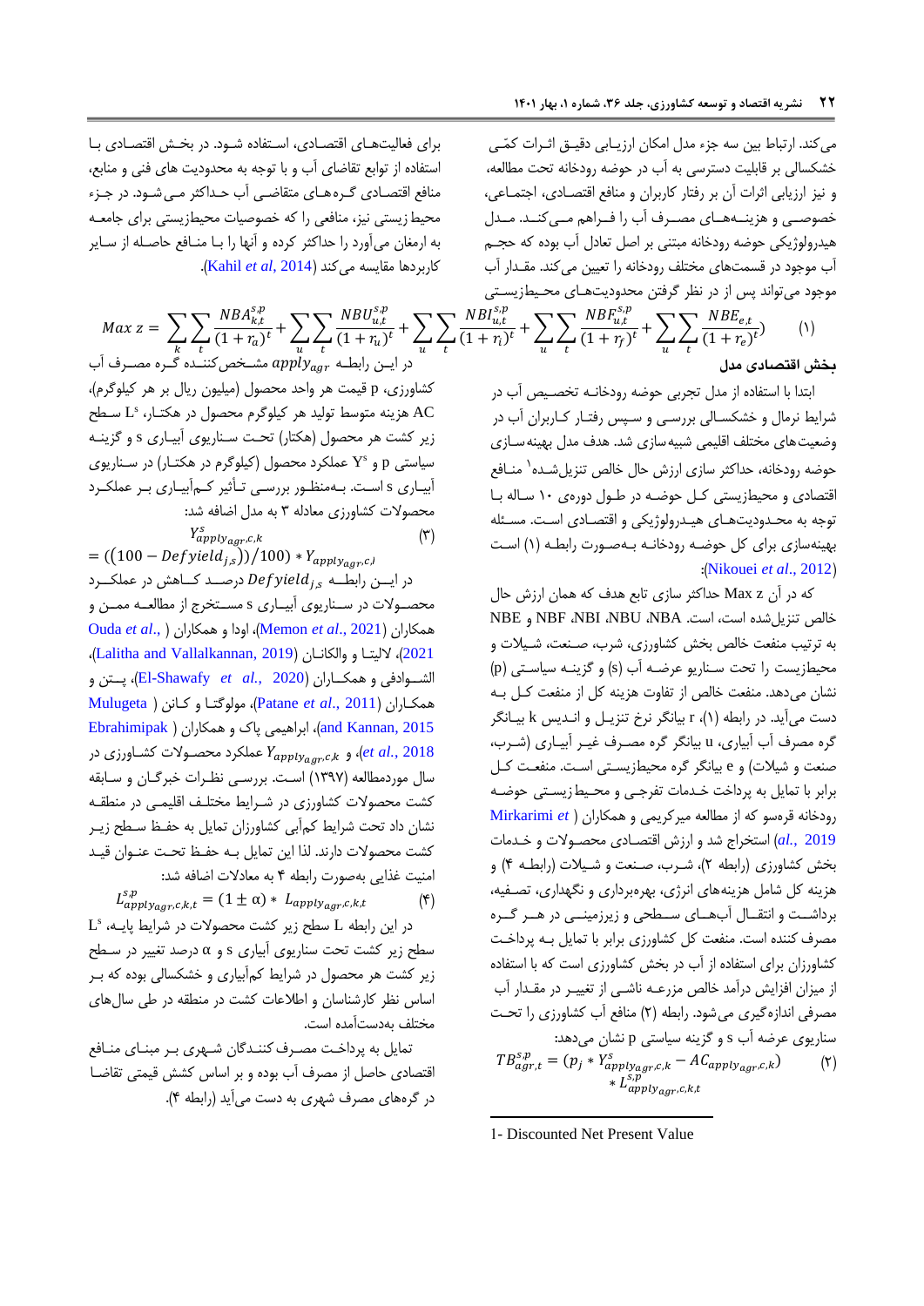می‌کند. ارتباط بین سه جزء مدل امکان ارزیابی دقیق اثرات کمّی خشکسالی بر قابلیت دسترسی به آب در حوضه رودخانه تحت مطالعه، و نیز ارزیابی اثرات آن بر رفتار کاربران و منافع اقتصادی، اجتماعی، خصوصی و هزینه‌های مصرف آب را فراهم می‌کند. مدل هیدرولوژیکی حوضه رودخانه مبتنی بر اصل تعادل آب بوده که حجم آب موجود در قسمت‌های مختلف رودخانه را تعیین می‌کند. مقدار آب موجود می‌تواند پس از در نظر گرفتن محدودیت‌های محیط‌زیستی برای فعالیت‌های اقتصادی، استفاده شود. در بخش اقتصادی با استفاده از توابع تقاضای آب و با توجه به محدودیت های فنی و منابع، منافع اقتصادی گروه‌های متقاضی آب حداکثر می‌شود. در جزء محیط زیستی نیز، منافعی را که خصوصیات محیط‌زیستی برای جامعه به ارمغان می‌آورد را حداکثر کرده و آنها را با منافع حاصله از سایر کاربردها مقایسه می‌کند (Kahil *et al*, 2014).

## بخش اقتصادی مدل

ابتدا با استفاده از مدل تجربی حوضه رودخانه تخصیص آب در شرایط نرمال و خشکسالی بررسی و سپس رفتار کاربران آب در وضعیت‌های مختلف اقلیمی شبیه‌سازی شد. هدف مدل بهینه‌سازی حوضه رودخانه، حداکثر سازی ارزش حال خالص تنزیل‌شده[1] منافع اقتصادی و محیط‌زیستی کل حوضه در طول دوره‌ی ۱۰ ساله با توجه به محدودیت‌های هیدرولوژیکی و اقتصادی است. مسئله بهینه‌سازی برای کل حوضه رودخانه به‌صورت رابطه (۱) است (Nikouei *et al*., 2012):

$$Max\ z = \sum_{k}\sum_{t}\frac{NBA_{k,t}^{s,p}}{(1+r_a)^t} + \sum_{u}\sum_{t}\frac{NBU_{u,t}^{s,p}}{(1+r_u)^t} + \sum_{u}\sum_{t}\frac{NBI_{u,t}^{s,p}}{(1+r_i)^t} + \sum_{u}\sum_{t}\frac{NBF_{u,t}^{s,p}}{(1+r_f)^t} + \sum_{u}\sum_{t}\frac{NBE_{e,t}}{(1+r_e)^t} \qquad (1)$$

که در آن Max z حداکثر سازی تابع هدف که همان ارزش حال خالص تنزیل‌شده است، NBA ،NBU ،NBI ،NBF و NBE به ترتیب منفعت خالص بخش کشاورزی، شرب، صنعت، شیلات و محیط‌زیست را تحت سناریو عرضه آب (s) و گزینه سیاستی (p) نشان می‌دهد. منفعت خالص از تفاوت هزینه کل از منفعت کل به دست می‌آید. در رابطه (۱)، r بیانگر نرخ تنزیل و اندیس k بیانگر گره مصرف آب آبیاری، u بیانگر گره مصرف غیر آبیاری (شرب، صنعت و شیلات) و e بیانگر گره محیط‌زیستی است. منفعت کل برابر با تمایل به پرداخت خدمات تفرجی و محیط زیستی حوضه رودخانه قرهسو که از مطالعه میرکریمی و همکاران ( Mirkarimi *et al*., 2019) استخراج شد و ارزش اقتصادی محصولات و خدمات بخش کشاورزی (رابطه ۲)، شرب، صنعت و شیلات (رابطه ۴) و هزینه کل شامل هزینه‌های انرژی، بهره‌برداری و نگهداری، تصفیه، برداشت و انتقال آب‌های سطحی و زیرزمینی در هر گره مصرف کننده است. منفعت کل کشاورزی برابر با تمایل به پرداخت کشاورزان برای استفاده از آب در بخش کشاورزی است که با استفاده از میزان افزایش درآمد خالص مزرعه ناشی از تغییر در مقدار آب مصرفی اندازه‌گیری می‌شود. رابطه (۲) منافع آب کشاورزی را تحت سناریوی عرضه آب s و گزینه سیاستی p نشان می‌دهد:

$$TB_{agr,t}^{s,p} = (p_j * Y_{apply_{agr},c,k}^{s} - AC_{apply_{agr},c,k}) * L_{apply_{agr},c,k,t}^{s,p} \qquad (2)$$

در این رابطه $apply_{agr}$ مشخص‌کننده گره مصرف آب کشاورزی، p قیمت هر واحد محصول (میلیون ریال بر هر کیلوگرم)، AC هزینه متوسط تولید هر کیلوگرم محصول در هکتار، $L^s$ سطح زیر کشت هر محصول (هکتار) تحت سناریوی آبیاری s و گزینه سیاستی p و $Y^s$ عملکرد محصول (کیلوگرم در هکتار) در سناریوی آبیاری s است. به‌منظور بررسی تأثیر کم‌آبیاری بر عملکرد محصولات کشاورزی معادله ۳ به مدل اضافه شد:

$$Y_{apply_{agr},c,k}^{s} = ((100 - Defyield_{j,s}))/100) * Y_{apply_{agr},c,l} \qquad (3)$$

در این رابطه $Defyield_{j,s}$ درصد کاهش در عملکرد محصولات در سناریوی آبیاری s مستخرج از مطالعه ممن و همکاران (Memon *et al*., 2021)، اودا و همکاران ( Ouda *et al*., 2021)، لالیتا و والکانان (Lalitha and Vallalkannan, 2019)، الشوادفی و همکاران (El-Shawafy *et al*., 2020)، پتن و همکاران (Patane *et al*., 2011)، مولوگتا و کنان ( Mulugeta and Kannan, 2015)، ابراهیمی پاک و همکاران ( Ebrahimipak *et al*., 2018) و $Y_{apply_{agr},c,k}$ عملکرد محصولات کشاورزی در سال موردمطالعه (۱۳۹۷) است. بررسی نظرات خبرگان و سابقه کشت محصولات کشاورزی در شرایط مختلف اقلیمی در منطقه نشان داد تحت شرایط کم‌آبی کشاورزان تمایل به حفظ سطح زیر کشت محصولات دارند. لذا این تمایل به حفظ تحت عنوان قید امنیت غذایی به‌صورت رابطه ۴ به معادلات اضافه شد:

$$L_{apply_{agr},c,k,t}^{s,p} = (1 \pm \alpha) * L_{apply_{agr},c,k,t} \qquad (4)$$

در این رابطه L سطح زیر کشت محصولات در شرایط پایه، $L^s$ سطح زیر کشت تحت سناریوی آبیاری s و α درصد تغییر در سطح زیر کشت هر محصول در شرایط کم‌آبیاری و خشکسالی بوده که بر اساس نظر کارشناسان و اطلاعات کشت در منطقه در طی سال‌های مختلف به‌دست‌آمده است.

تمایل به پرداخت مصرف کنندگان شهری بر مبنای منافع اقتصادی حاصل از مصرف آب بوده و بر اساس کشش قیمتی تقاضا در گره‌های مصرف شهری به دست می‌آید (رابطه ۴).

---

1- Discounted Net Present Value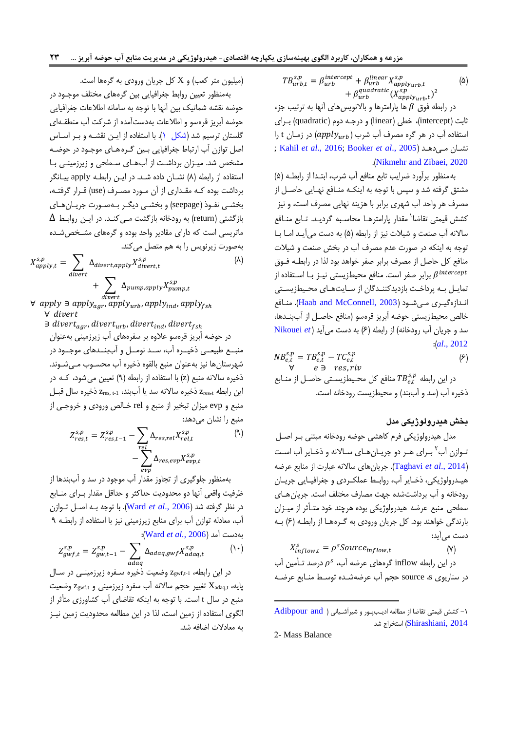$$TB_{urb,t}^{s,p} = \beta_{urb}^{intercept} + \beta_{urb}^{linear} X_{apply_{urb},t}^{s,p} + \beta_{urb}^{quadratic} (X_{apply_{urb},t}^{s,p})^2 \qquad (5)$$

در رابطه فوق $\beta$ ها پارامترها و بالانویس‌های آنها به ترتیب جزء ثابت (intercept)، خطی (linear) و درجه دوم (quadratic) برای استفاده آب در هر گره مصرف آب شرب ($apply_{urb}$) در زمان t را نشان می‌دهد (Nikmehr and Zibaei, 2020; Kahil *et al*., 2016; Booker *et al*., 2005).

به‌منظور برآورد ضرایب تابع منافع آب شرب، ابتدا از رابطه (۵) مشتق گرفته شد و سپس به اینکه منافع نهایی حاصل از مصرف هر واحد آب شهری برابر با هزینه نهایی مصرف است، و نیز کشش قیمتی تقاضا[1] مقدار پارامترها محاسبه گردید. تابع منافع سالانه آب صنعت و شیلات نیز از رابطه (۵) به دست می‌آید اما با توجه به اینکه در صورت عدم مصرف آب در بخش صنعت و شیلات منافع کل حاصل از مصرف برابر صفر خواهد بود لذا در رابطه فوق $\beta^{intercept}$ برابر صفر است. منافع محیطزیستی نیز با استفاده از تمایل به پرداخت بازدیدکنندگان از سایت‌های محیطزیستی اندازه‌گیری می‌شود (Haab and McConnell, 2003). منافع خالص محیطزیستی حوضه آبریز قره‌سو (منافع حاصل از آب‌بندها، سد و جریان آب رودخانه) از رابطه (۶) به دست می‌آید (Nikouei *et al*., 2012):

$$NB_{e,t}^{s,p} = TB_{e,t}^{s,p} - TC_{e,t}^{s,p} \qquad \forall \quad e \ni \quad res, riv \qquad (6)$$

در این رابطه $TB_{e,t}^{s,p}$ منافع کل محیطزیستی حاصل از منابع ذخیره آب (سد و آب‌بند) و محیطزیست رودخانه است.

## بخش هیدرولوژیکی مدل

مدل هیدرولوژیکی فرم کاهشی حوضه رودخانه مبتنی بر اصل توازن آب[2] برای هر دو جریان‌های سالانه و ذخایر آب است (Taghavi *et al*., 2014). جریان‌های سالانه عبارت از منابع عرضه هیدرولوژیکی، ذخایر آب، روابط عملکردی و جغرافیایی جریان رودخانه و آب برداشت‌شده جهت مصارف مختلف است. جریان‌های سطحی منبع عرضه هیدرولوژیکی بوده هرچند خود متأثر از میزان بارندگی خواهند بود. کل جریان ورودی به گره‌ها از رابطه (۶) به دست می‌آید:

$$X_{inflow,t}^{s} = \rho^{s} Source_{inflow,t} \qquad (7)$$

در این رابطه inflow گره‌های عرضه آب، $\rho^{s}$ درصد تأمین آب در سناریوی s، source حجم آب عرضه‌شده توسط منابع عرضه (میلیون متر کعب) و X کل جریان ورودی به گره‌ها است.

به‌منظور تعیین روابط جغرافیایی بین گره‌های مختلف موجود در حوضه نقشه شماتیک بین آنها با توجه به سامانه اطلاعات جغرافیایی حوضه آبریز قره‌سو و اطلاعات به‌دست‌آمده از شرکت آب منطقه‌ای گلستان ترسیم شد (شکل ۱). با استفاده از این نقشه و بر اساس اصل توازن آب ارتباط جغرافیایی بین گره‌های موجود در حوضه مشخص شد. میزان برداشت از آب‌های سطحی و زیرزمینی با استفاده از رابطه (۸) نشان داده شد. در این رابطه apply بیانگر برداشت بوده که مقداری از آن مورد مصرف (use) قرار گرفته، بخشی نفوذ (seepage) و بخشی دیگر به‌صورت جریان‌های بازگشتی (return) به رودخانه بازگشت می‌کند. در این روابط $\Delta$ ماتریسی است که دارای مقادیر واحد بوده و گره‌های مشخص‌شده به‌صورت زیرنویس را به هم متصل می‌کند.

$$X_{apply,t}^{s,p} = \sum_{divert} \Delta_{divert,apply} X_{divert,t}^{s,p} + \sum_{divert} \Delta_{pump,apply} X_{pump,t}^{s,p} \qquad (8)$$

$$\forall \; apply \ni apply_{agr}, apply_{urb}, apply_{ind}, apply_{fsh}$$
$$\forall \; divert \ni divert_{agr}, divert_{urb}, divert_{ind}, divert_{fsh}$$

در حوضه آبریز قره‌سو علاوه بر سفره‌های آب زیرزمینی به‌عنوان منبع طبیعی ذخیره آب، سد نومل و آب‌بندهای موجود در شهرستان‌ها نیز به‌عنوان منبع بالقوه ذخیره آب محسوب می‌شوند. ذخیره سالانه منبع (z) با استفاده از رابطه (۹) تعیین می‌شود، که در این رابطه $z_{res,t}$ ذخیره سالانه سد یا آب‌بند، $z_{res,t-1}$ ذخیره سال قبل منبع و evp میزان تبخیر از منبع و rel خالص ورودی و خروجی از منبع را نشان می‌دهد:

$$Z_{res,t}^{s,p} = Z_{res,t-1}^{s,p} - \sum_{rel} \Delta_{res,rel} X_{rel,t}^{s,p} - \sum_{evp} \Delta_{res,evp} X_{evp,t}^{s,p} \qquad (9)$$

به‌منظور جلوگیری از تجاوز مقدار آب موجود در سد و آب‌بندها از ظرفیت واقعی آنها دو محدودیت حداکثر و حداقل مقدار برای منابع در نظر گرفته شد (Ward *et al*., 2006). با توجه به اصل توازن آب، معادله توازن آب برای منابع زیرزمینی نیز با استفاده از رابطه ۹ به‌دست آمد (Ward *et al*., 2006):

$$Z_{gwf,t}^{s,p} = Z_{gw,t-1}^{s,p} - \sum_{adaq} \Delta_{adaq,gwf} X_{adaq,t}^{s,p} \qquad (10)$$

در این رابطه، $z_{gwf,t-1}$ وضعیت ذخیره سفره زیرزمینی در سال پایه، $X_{adaq,t}$ تغییر حجم سالانه آب سفره زیرزمینی و $z_{gwf,t}$ وضعیت منبع در سال t است. با توجه به اینکه تقاضای آب کشاورزی متأثر از الگوی استفاده از زمین است، لذا در این مطالعه محدودیت زمین نیز به معادلات اضافه شد.

---

[1] کشش قیمتی تقاضا از مطالعه ادیب‌پور و شیرآشیانی (Adibpour and Shirashiani, 2014) استخراج شد

[2] Mass Balance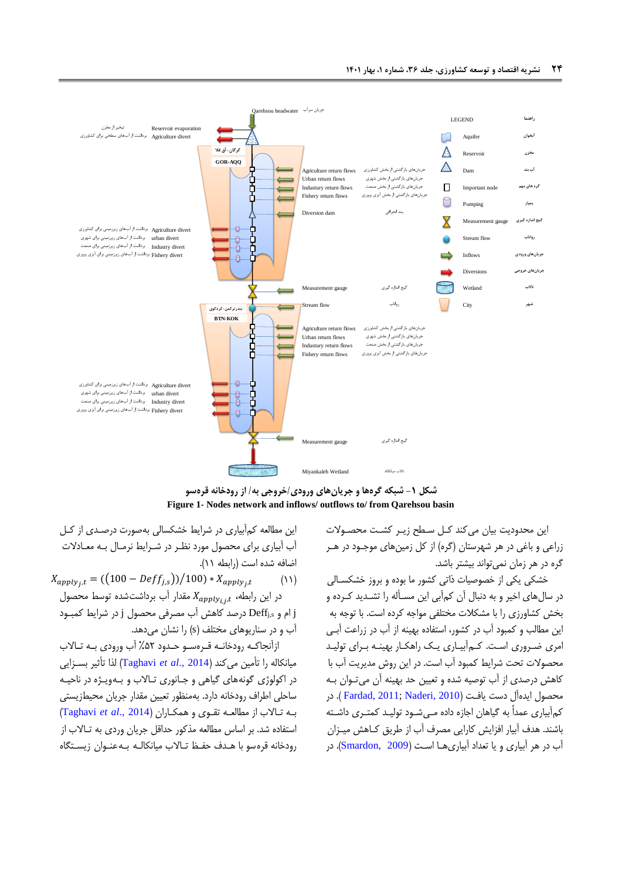**شکل ۱- شبکه گره‌ها و جریان‌های ورودی/خروجی به/ از رودخانه قره‌سو**

**Figure 1- Nodes network and inflows/ outflows to/ from Qarehsou basin**

این محدودیت بیان می‌کند کل سطح زیر کشت محصولات زراعی و باغی در هر شهرستان (گره) از کل زمین‌های موجود در هر گره در هر زمان نمی‌تواند بیشتر باشد.

خشکی یکی از خصوصیات ذاتی کشور ما بوده و بروز خشکسالی در سال‌های اخیر و به دنبال آن کم‌آبی این مسأله را تشدید کرده و بخش کشاورزی را با مشکلات مختلفی مواجه کرده است. با توجه به این مطالب و کمبود آب در کشور، استفاده بهینه از آب در زراعت آبی امری ضروری است. کم‌آبیاری یک راهکار بهینه برای تولید محصولات تحت شرایط کمبود آب است. در این روش مدیریت آب با کاهش درصدی از آب توصیه شده و تعیین حد بهینه آن می‌توان به محصول ایده‌آل دست یافت (Fardad, 2011; Naderi, 2010). در کم‌آبیاری عمداً به گیاهان اجازه داده می‌شود تولید کمتری داشته باشند. هدف کم‌آبیاری افزایش کارایی مصرف آب از طریق کاهش میزان آب در هر آبیاری و یا تعداد آبیاری‌ها است (Smardon, 2009). در این مطالعه کم‌آبیاری در شرایط خشکسالی به‌صورت درصدی از کل آب آبیاری برای محصول مورد نظر در شرایط نرمال به معادلات اضافه شده است (رابطه ۱۱).

$$X_{apply_{j,t}} = ((100 - Deff_{j,s}))/100) * X_{apply_{j,t}} \qquad (۱۱)$$

در این رابطه، $X_{apply_{j,t}}$ مقدار آب برداشت‌شده توسط محصول j و $Deff_{j,s}$ درصد کاهش آب مصرفی محصول j در شرایط کمبود آب و در سناریوهای مختلف (s) را نشان می‌دهد.

ازآنجاکه رودخانه قره‌سو حدود ۵۲٪ آب ورودی به تالاب میانکاله را تأمین می‌کند (Taghavi *et al.*, 2014) لذا تأثیر بسزایی در اکولوژی گونه‌های گیاهی و جانوری تالاب و به‌ویژه در ناحیه ساحلی اطراف رودخانه دارد. به‌منظور تعیین مقدار جریان محیطزیستی به تالاب از مطالعه تقوی و همکاران (Taghavi *et al.*, 2014) استفاده شد. بر اساس مطالعه مذکور حداقل جریان وردی به تالاب از رودخانه قره‌سو با هدف حفظ تالاب میانکاله به‌عنوان زیستگاه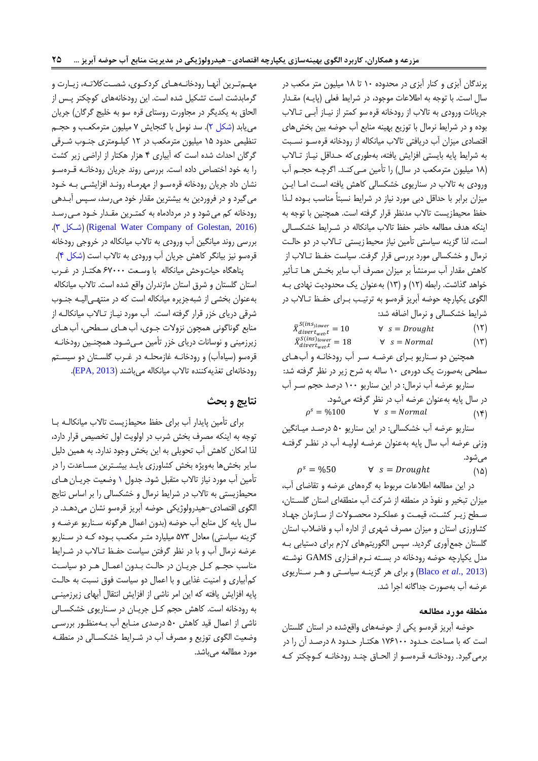پرندگان آبزی و کنار آبزی در محدوده ۱۰ تا ۱۸ میلیون متر مکعب در سال است. با توجه به اطلاعات موجود، در شرایط فعلی (پایه) مقدار جریانات ورودی به تالاب از رودخانه قره سو کمتر از نیاز آبی تالاب بوده و در شرایط نرمال با توزیع بهینه منابع آب حوضه بین بخش‌های اقتصادی میزان آب دریافتی تالاب میانکاله از رودخانه قره‌سو نسبت به شرایط پایه بایستی افزایش یافته، به‌طوری‌که حداقل نیاز تالاب (۱۸ میلیون مترمکعب در سال) را تأمین می‌کند. اگرچه حجم آب ورودی به تالاب در سناریوی خشکسالی کاهش یافته است اما این میزان برابر با حداقل دبی مورد نیاز در شرایط نسبتاً مناسب بوده لذا حفظ محیط‌زیست تالاب مدنظر قرار گرفته است. همچنین با توجه به اینکه هدف مطالعه حاضر حفظ تالاب میانکاله در شرایط خشکسالی است، لذا گزینه سیاستی تأمین نیاز محیط زیستی تالاب در دو حالت نرمال و خشکسالی مورد بررسی قرار گرفت. سیاست حفظ تالاب از کاهش مقدار آب سرمنشأ بر میزان مصرف آب سایر بخش ها تأثیر خواهد گذاشت. رابطه (۱۲) و (۱۳) به‌عنوان یک محدودیت نهادی به الگوی یکپارچه حوضه آبریز قره‌سو به ترتیب برای حفظ تالاب در شرایط خشکسالی و نرمال اضافه شد:

$$\bar{X}^{S(ins)_{lower}}_{divert_{wet},t} = 10 \qquad \forall\ s = Drought \qquad (۱۲)$$

$$\bar{X}^{S(ins)_{lower}}_{divert_{wet},t} = 18 \qquad \forall\ s = Normal \qquad (۱۳)$$

همچنین دو سناریو برای عرضه سر آب رودخانه و آب‌های سطحی به‌صورت یک دوره‌ی ۱۰ ساله به شرح زیر در نظر گرفته شد:

سناریو عرضه آب نرمال: در این سناریو ۱۰۰ درصد حجم سر آب در سال پایه به‌عنوان عرضه آب در نظر گرفته می‌شود.

$$\rho^s = \%100 \qquad \forall\ s = Normal \qquad (۱۴)$$

سناریو عرضه آب خشکسالی: در این سناریو ۵۰ درصد میانگین وزنی عرضه آب سال پایه به‌عنوان عرضه اولیه آب در نظر گرفته می‌شود.

$$\rho^s = \%50 \qquad \forall\ s = Drought \qquad (۱۵)$$

در این مطالعه اطلاعات مربوط به گره‌های عرضه و تقاضای آب، میزان تبخیر و نفوذ در منطقه از شرکت آب منطقه‌ای استان گلستان، سطح زیر کشت، قیمت و عملکرد محصولات از سازمان جهاد کشاورزی استان و میزان مصرف شهری از اداره آب و فاضلاب استان گلستان جمع‌آوری گردید. سپس الگوریتم‌های لازم برای دستیابی به مدل یکپارچه حوضه رودخانه در بسته نرم‌افزاری GAMS نوشته (Blaco *et al.*, 2013) و برای هر گزینه سیاستی و هر سناریوی عرضه آب به‌صورت جداگانه اجرا شد.

### منطقه مورد مطالعه

حوضه آبریز قره‌سو یکی از حوضه‌های واقع‌شده در استان گلستان است که با مساحت حدود ۱۷۶۱۰۰ هکتار حدود ۸ درصد آن را در برمی‌گیرد. رودخانه قره‌سو از الحاق چند رودخانه کوچکتر که مهم‌ترین آنها رودخانه‌های کردکوی، شصت‌کلاته، زیارت و گرمابدشت است تشکیل شده است. این رودخانه‌های کوچکتر پس از الحاق به یکدیگر در مجاورت روستای قره سو به خلیج گرگان) جریان می‌یابد (شکل ۲). سد نومل با گنجایش ۷ میلیون مترمکعب و حجم تنظیمی حدود ۱۵ میلیون مترمکعب در ۱۲ کیلومتری جنوب شرقی گرگان احداث شده است که آبیاری ۴ هزار هکتار از اراضی زیر کشت را به خود اختصاص داده است. بررسی روند جریان رودخانه قره‌سو نشان داد جریان رودخانه قره‌سو از مهرماه روند افزایشی به خود می‌گیرد و در فروردین به بیشترین مقدار خود می‌رسد، سپس آبدهی رودخانه کم می‌شود و در مردادماه به کمترین مقدار خود می‌رسد (Rigenal Water Company of Golestan, 2016) (شکل ۳). بررسی روند میانگین آب ورودی به تالاب میانکاله در خروجی رودخانه قره‌سو نیز بیانگر کاهش جریان آب ورودی به تالاب است (شکل ۴).

پناهگاه حیات‌وحش میانکاله با وسعت ۶۷۰۰۰ هکتار در غرب استان گلستان و شرق استان مازندران واقع شده است. تالاب میانکاله به‌عنوان بخشی از شبه‌جزیره میانکاله است که در منتهی‌الیه جنوب شرقی دریای خزر قرار گرفته است. آب مورد نیاز تالاب میانکاله از منابع گوناگونی همچون نزولات جوی، آب‌های سطحی، آب‌های زیرزمینی و نوسانات دریای خزر تأمین می‌شود. همچنین رودخانه قره‌سو (سیاه‌آب) و رودخانه غازمحله در غرب گلستان دو سیستم رودخانه‌ای تغذیه‌کننده تالاب میانکاله می‌باشند (EPA, 2013).

## نتایج و بحث

برای تأمین پایدار آب برای حفظ محیط‌زیست تالاب میانکاله با توجه به اینکه مصرف بخش شرب در اولویت اول تخصیص قرار دارد، لذا امکان کاهش آب تحویلی به این بخش وجود ندارد. به همین دلیل سایر بخش‌ها به‌ویژه بخش کشاورزی باید بیشترین مساعدت را در تأمین آب مورد نیاز تالاب متقبل شود. جدول ۱ وضعیت جریان‌های محیط‌زیستی به تالاب در شرایط نرمال و خشکسالی را بر اساس نتایج الگوی اقتصادی–هیدرولوژیکی حوضه آبریز قره‌سو نشان می‌دهد. در سال پایه کل منابع آب حوضه (بدون اعمال هرگونه سناریو عرضه و گزینه سیاستی) معادل ۵۷۳ میلیارد متر مکعب بوده که در سناریو عرضه نرمال آب و با در نظر گرفتن سیاست حفظ تالاب در شرایط مناسب حجم کل جریان در حالت بدون اعمال هر دو سیاست کم‌آبیاری و امنیت غذایی و با اعمال دو سیاست فوق نسبت به حالت پایه افزایش یافته که این امر ناشی از افزایش انتقال آبهای زیرزمینی به رودخانه است. کاهش حجم کل جریان در سناریوی خشکسالی ناشی از اعمال قید کاهش ۵۰ درصدی منابع آب به‌منظور بررسی وضعیت الگوی توزیع و مصرف آب در شرایط خشکسالی در منطقه مورد مطالعه می‌باشد.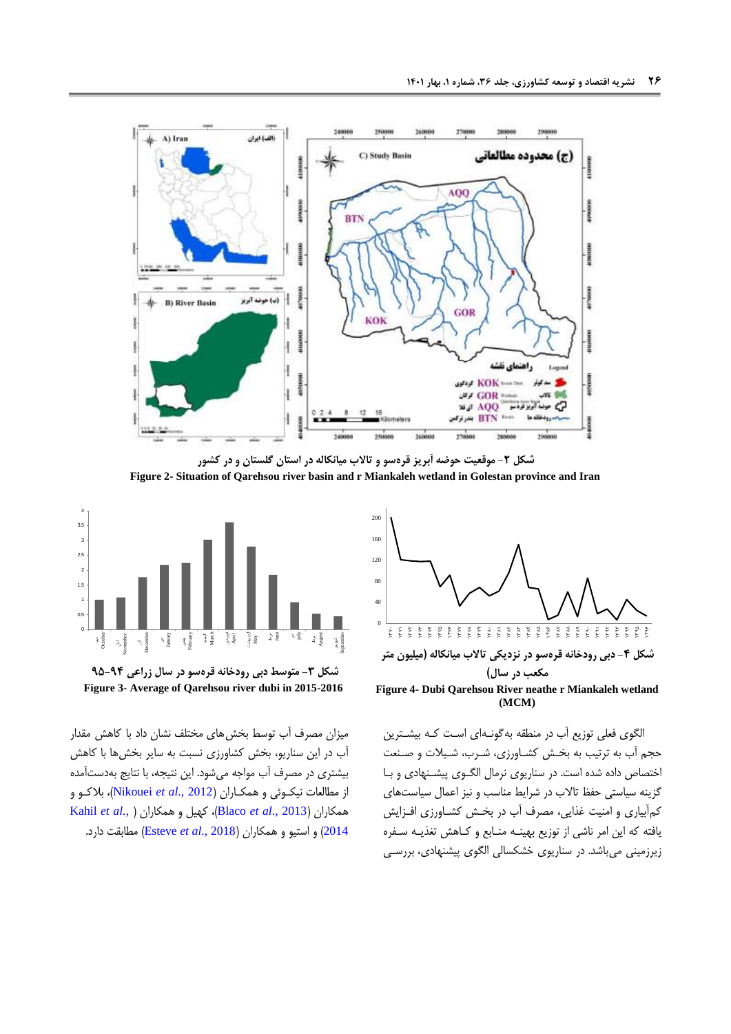شکل ۲- موقعیت حوضه آبریز قره‌سو و تالاب میانکاله در استان گلستان و در کشور

**Figure 2- Situation of Qarehsou river basin and r Miankaleh wetland in Golestan province and Iran**

شکل ۳- متوسط دبی رودخانه قره‌سو در سال زراعی ۹۴-۹۵

**Figure 3- Average of Qarehsou river dubi in 2015-2016**

شکل ۴- دبی رودخانه قره‌سو در نزدیکی تالاب میانکاله (میلیون متر مکعب در سال)

**Figure 4- Dubi Qarehsou River neathe r Miankaleh wetland (MCM)**

الگوی فعلی توزیع آب در منطقه به‌گونه‌ای است که بیشترین حجم آب به ترتیب به بخش کشاورزی، شرب، شیلات و صنعت اختصاص داده شده است. در سناریوی نرمال الگوی پیشنهادی و با گزینه سیاستی حفظ تالاب در شرایط مناسب و نیز اعمال سیاست‌های کم‌آبیاری و امنیت غذایی، مصرف آب در بخش کشاورزی افزایش یافته که این امر ناشی از توزیع بهینه منابع و کاهش تغذیه سفره زیرزمینی می‌باشد. در سناریوی خشکسالی الگوی پیشنهادی، بررسی میزان مصرف آب توسط بخش‌های مختلف نشان داد با کاهش مقدار آب در این سناریو، بخش کشاورزی نسبت به سایر بخش‌ها با کاهش بیشتری در مصرف آب مواجه می‌شود. این نتیجه، با نتایج به‌دست‌آمده از مطالعات نیکوئی و همکاران (Nikouei *et al*., 2012)، بلاکو و همکاران (Blaco *et al*., 2013)، کهیل و همکاران (Kahil *et al*., 2014) و استیو و همکاران (Esteve *et al*., 2018) مطابقت دارد.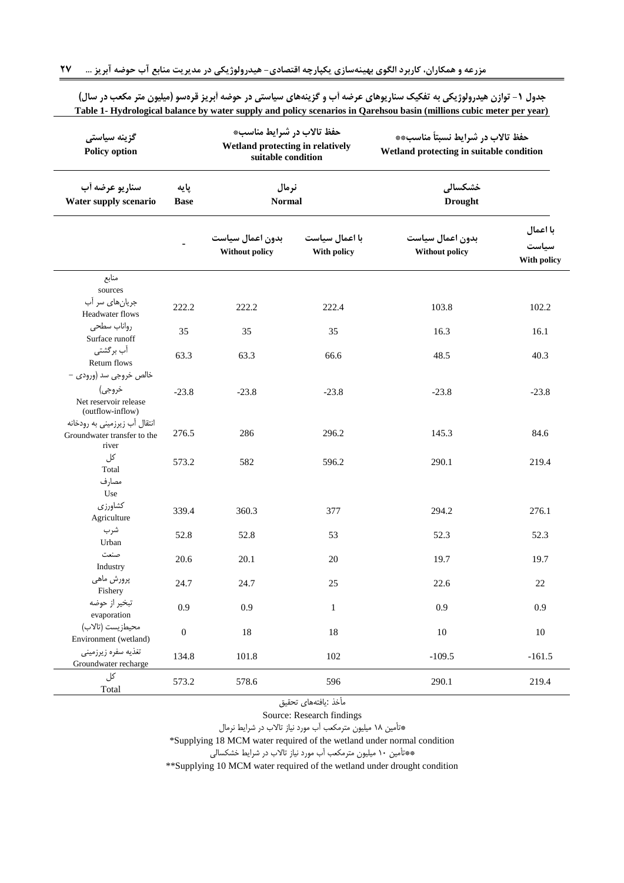**جدول ۱- توازن هیدرولوژیکی به تفکیک سناریوهای عرضه آب و گزینه‌های سیاستی در حوضه آبریز قره‌سو (میلیون متر مکعب در سال)**

**Table 1- Hydrological balance by water supply and policy scenarios in Qarehsou basin (millions cubic meter per year)**

| گزینه سیاستی<br>Policy option | | حفظ تالاب در شرایط مناسب*<br>Wetland protecting in relatively suitable condition | | حفظ تالاب در شرایط نسبتاً مناسب**<br>Wetland protecting in suitable condition | |
|---|---|---|---|---|---|
| سناریو عرضه آب<br>Water supply scenario | پایه<br>Base | نرمال<br>Normal | | خشکسالی<br>Drought | |
| | - | بدون اعمال سیاست<br>Without policy | با اعمال سیاست<br>With policy | بدون اعمال سیاست<br>Without policy | با اعمال سیاست<br>With policy |
| منابع<br>sources | | | | | |
| جریان‌های سر آب<br>Headwater flows | 222.2 | 222.2 | 222.4 | 103.8 | 102.2 |
| رواناب سطحی<br>Surface runoff | 35 | 35 | 35 | 16.3 | 16.1 |
| آب برگشتی<br>Return flows | 63.3 | 63.3 | 66.6 | 48.5 | 40.3 |
| خالص خروجی سد (ورودی - خروجی)<br>Net reservoir release (outflow-inflow) | -23.8 | -23.8 | -23.8 | -23.8 | -23.8 |
| انتقال آب زیرزمینی به رودخانه<br>Groundwater transfer to the river | 276.5 | 286 | 296.2 | 145.3 | 84.6 |
| کل<br>Total | 573.2 | 582 | 596.2 | 290.1 | 219.4 |
| مصارف<br>Use | | | | | |
| کشاورزی<br>Agriculture | 339.4 | 360.3 | 377 | 294.2 | 276.1 |
| شرب<br>Urban | 52.8 | 52.8 | 53 | 52.3 | 52.3 |
| صنعت<br>Industry | 20.6 | 20.1 | 20 | 19.7 | 19.7 |
| پرورش ماهی<br>Fishery | 24.7 | 24.7 | 25 | 22.6 | 22 |
| تبخیر از حوضه<br>evaporation | 0.9 | 0.9 | 1 | 0.9 | 0.9 |
| محیط‌زیست (تالاب)<br>Environment (wetland) | 0 | 18 | 18 | 10 | 10 |
| تغذیه سفره زیرزمینی<br>Groundwater recharge | 134.8 | 101.8 | 102 | -109.5 | -161.5 |
| کل<br>Total | 573.2 | 578.6 | 596 | 290.1 | 219.4 |

مأخذ :یافته‌های تحقیق

Source: Research findings

*تأمین ۱۸ میلیون مترمکعب آب مورد نیاز تالاب در شرایط نرمال

*Supplying 18 MCM water required of the wetland under normal condition

**تأمین ۱۰ میلیون مترمکعب آب مورد نیاز تالاب در شرایط خشکسالی

**Supplying 10 MCM water required of the wetland under drought condition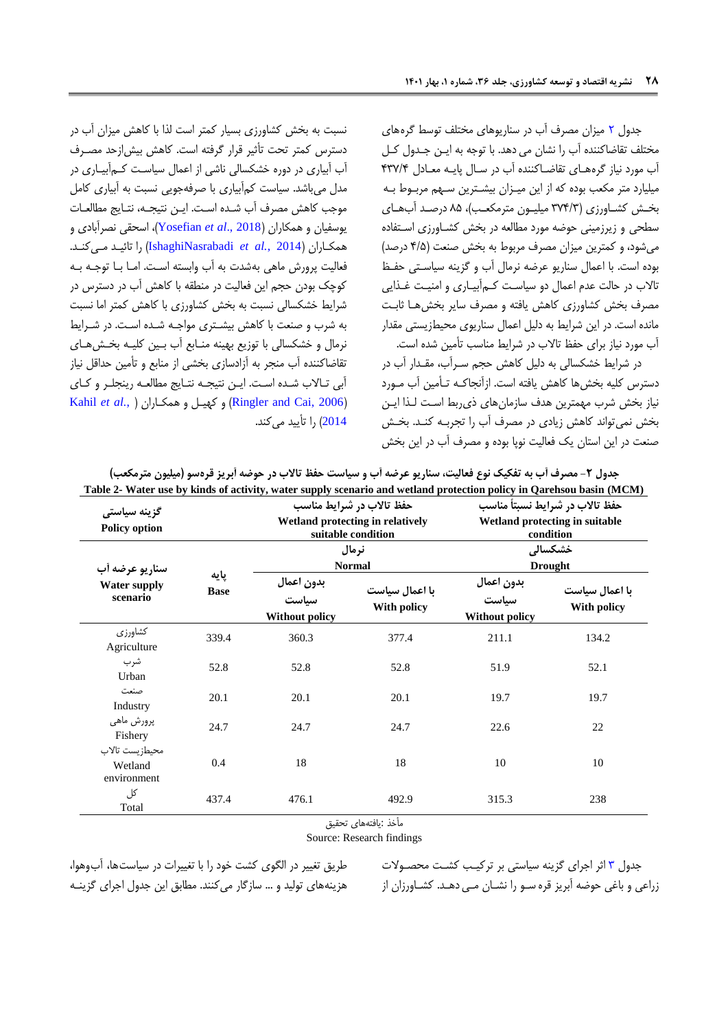جدول ۲ میزان مصرف آب در سناریوهای مختلف توسط گروه‌های مختلف تقاضاکننده آب را نشان می دهد. با توجه به این جدول کل آب مورد نیاز گروه‌های تقاضاکننده آب در سال پایه معادل ۴۳۷/۴ میلیارد متر مکعب بوده که از این میزان بیشترین سهم مربوط به بخش کشاورزی (۳۷۴/۳ میلیون مترمکعب)، ۸۵ درصد آب‌های سطحی و زیرزمینی حوضه مورد مطالعه در بخش کشاورزی استفاده می‌شود، و کمترین میزان مصرف مربوط به بخش صنعت (۴/۵ درصد) بوده است. با اعمال سناریو عرضه نرمال آب و گزینه سیاستی حفظ تالاب در حالت عدم اعمال دو سیاست کم‌آبیاری و امنیت غذایی مصرف بخش کشاورزی کاهش یافته و مصرف سایر بخش‌ها ثابت مانده است. در این شرایط به دلیل اعمال سناریوی محیطزیستی مقدار آب مورد نیاز برای حفظ تالاب در شرایط مناسب تأمین شده است.

در شرایط خشکسالی به دلیل کاهش حجم سرآب، مقدار آب در دسترس کلیه بخش‌ها کاهش یافته است. ازآنجاکه تأمین آب مورد نیاز بخش شرب مهمترین هدف سازمان‌های ذی‌ربط است لذا این بخش نمی‌تواند کاهش زیادی در مصرف آب را تجربه کند. بخش صنعت در این استان یک فعالیت نوپا بوده و مصرف آب در این بخش نسبت به بخش کشاورزی بسیار کمتر است لذا با کاهش میزان آب در دسترس کمتر تحت تأثیر قرار گرفته است. کاهش بیش‌ازحد مصرف آب آبیاری در دوره خشکسالی ناشی از اعمال سیاست کم‌آبیاری در مدل می‌باشد. سیاست کم‌آبیاری با صرفه‌جویی نسبت به آبیاری کامل موجب کاهش مصرف آب شده است. این نتیجه، نتایج مطالعات یوسفیان و همکاران (Yosefian *et al*., 2018)، اسحقی نصرآبادی و همکاران (IshaghiNasrabadi *et al*., 2014) را تائید می‌کند. فعالیت پرورش ماهی به‌شدت به آب وابسته است. اما با توجه به کوچک بودن حجم این فعالیت در منطقه با کاهش آب در دسترس در شرایط خشکسالی نسبت به بخش کشاورزی با کاهش کمتر اما نسبت به شرب و صنعت با کاهش بیشتری مواجه شده است. در شرایط نرمال و خشکسالی با توزیع بهینه منابع آب بین کلیه بخش‌های تقاضاکننده آب منجر به آزادسازی بخشی از منابع و تأمین حداقل نیاز آبی تالاب شده است. این نتیجه نتایج مطالعه رینجلر و کای (Ringler and Cai, 2006) و کهیل و همکاران (Kahil *et al*., 2014) را تأیید می‌کند.

جدول ۲- مصرف آب به تفکیک نوع فعالیت، سناریو عرضه آب و سیاست حفظ تالاب در حوضه آبریز قره‌سو (میلیون مترمکعب)

Table 2- Water use by kinds of activity, water supply scenario and wetland protection policy in Qarehsou basin (MCM)

| گزینه سیاستی Policy option | | حفظ تالاب در شرایط مناسب Wetland protecting in relatively suitable condition | | حفظ تالاب در شرایط نسبتاً مناسب Wetland protecting in suitable condition | |
|---|---|---|---|---|---|
| سناریو عرضه آب Water supply scenario | پایه Base | نرمال Normal | | خشکسالی Drought | |
| | | بدون اعمال سیاست Without policy | با اعمال سیاست With policy | بدون اعمال سیاست Without policy | با اعمال سیاست With policy |
| کشاورزی Agriculture | 339.4 | 360.3 | 377.4 | 211.1 | 134.2 |
| شرب Urban | 52.8 | 52.8 | 52.8 | 51.9 | 52.1 |
| صنعت Industry | 20.1 | 20.1 | 20.1 | 19.7 | 19.7 |
| پرورش ماهی Fishery | 24.7 | 24.7 | 24.7 | 22.6 | 22 |
| محیط‌زیست تالاب Wetland environment | 0.4 | 18 | 18 | 10 | 10 |
| کل Total | 437.4 | 476.1 | 492.9 | 315.3 | 238 |

مأخذ :یافته‌های تحقیق

Source: Research findings

جدول ۳ اثر اجرای گزینه سیاستی بر ترکیب کشت محصولات زراعی و باغی حوضه آبریز قره سو را نشان می دهد. کشاورزان از طریق تغییر در الگوی کشت خود را با تغییرات در سیاست‌ها، آب‌وهوا، هزینه‌های تولید و ... سازگار می‌کنند. مطابق این جدول اجرای گزینه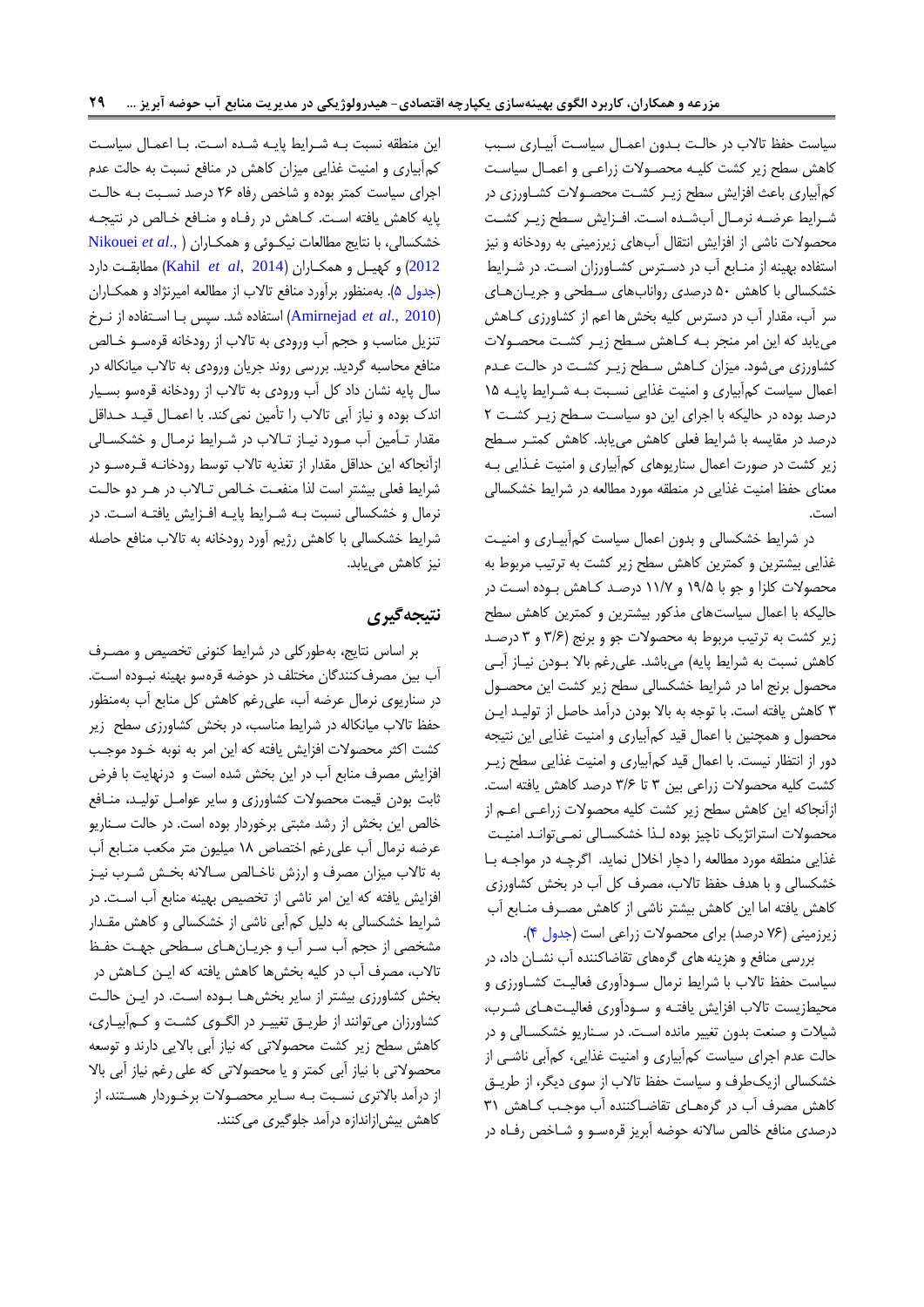سیاست حفظ تالاب در حالت بدون اعمال سیاست آبیاری سبب کاهش سطح زیر کشت کلیه محصولات زراعی و اعمال سیاست کم‌آبیاری باعث افزایش سطح زیر کشت محصولات کشاورزی در شرایط عرضه نرمال آب‌شده است. افزایش سطح زیر کشت محصولات ناشی از افزایش انتقال آب‌های زیرزمینی به رودخانه و نیز استفاده بهینه از منابع آب در دسترس کشاورزان است. در شرایط خشکسالی با کاهش ۵۰ درصدی رواناب‌های سطحی و جریان‌های سر آب، مقدار آب در دسترس کلیه بخش‌ها اعم از کشاورزی کاهش می‌یابد که این امر منجر به کاهش سطح زیر کشت محصولات کشاورزی می‌شود. میزان کاهش سطح زیر کشت در حالت عدم اعمال سیاست کم‌آبیاری و امنیت غذایی نسبت به شرایط پایه ۱۵ درصد بوده در حالیکه با اجرای این دو سیاست سطح زیر کشت ۲ درصد در مقایسه با شرایط فعلی کاهش می‌یابد. کاهش کمتر سطح زیر کشت در صورت اعمال سناریوهای کم‌آبیاری و امنیت غذایی به معنای حفظ امنیت غذایی در منطقه مورد مطالعه در شرایط خشکسالی است.

در شرایط خشکسالی و بدون اعمال سیاست کم‌آبیاری و امنیت غذایی بیشترین و کمترین کاهش سطح زیر کشت به ترتیب مربوط به محصولات کلزا و جو با ۱۹/۵ و ۱۱/۷ درصد کاهش بوده است در حالیکه با اعمال سیاست‌های مذکور بیشترین و کمترین کاهش سطح زیر کشت به ترتیب مربوط به محصولات جو و برنج (۳/۶ و ۳ درصد کاهش نسبت به شرایط پایه) می‌باشد. علی‌رغم بالا بودن نیاز آبی محصول برنج اما در شرایط خشکسالی سطح زیر کشت این محصول ۳ کاهش یافته است. با توجه به بالا بودن درآمد حاصل از تولید این محصول و همچنین با اعمال قید کم‌آبیاری و امنیت غذایی این نتیجه دور از انتظار نیست. با اعمال قید کم‌آبیاری و امنیت غذایی سطح زیر کشت کلیه محصولات زراعی بین ۳ تا ۳/۶ درصد کاهش یافته است. ازآنجاکه این کاهش سطح زیر کشت کلیه محصولات زراعی اعم از محصولات استراتژیک ناچیز بوده لذا خشکسالی نمی‌تواند امنیت غذایی منطقه مورد مطالعه را دچار اخلال نماید. اگرچه در مواجه با خشکسالی و با هدف حفظ تالاب، مصرف کل آب در بخش کشاورزی کاهش یافته اما این کاهش بیشتر ناشی از کاهش مصرف منابع آب زیرزمینی (۷۶ درصد) برای محصولات زراعی است (جدول ۴).

بررسی منافع و هزینه های گروه‌های تقاضاکننده آب نشان داد، در سیاست حفظ تالاب با شرایط نرمال سودآوری فعالیت کشاورزی و محیط‌زیست تالاب افزایش یافته و سودآوری فعالیت‌های شرب، شیلات و صنعت بدون تغییر مانده است. در سناریو خشکسالی و در حالت عدم اجرای سیاست کم‌آبیاری و امنیت غذایی، کم‌آبی ناشی از خشکسالی ازیک‌طرف و سیاست حفظ تالاب از سوی دیگر، از طریق کاهش مصرف آب در گروه‌های تقاضاکننده آب موجب کاهش ۳۱ درصدی منافع خالص سالانه حوضه آبریز قره‌سو و شاخص رفاه در این منطقه نسبت به شرایط پایه شده است. با اعمال سیاست کم‌آبیاری و امنیت غذایی میزان کاهش در منافع نسبت به حالت عدم اجرای سیاست کمتر بوده و شاخص رفاه ۲۶ درصد نسبت به حالت پایه کاهش یافته است. کاهش در رفاه و منافع خالص در نتیجه خشکسالی، با نتایج مطالعات نیکوئی و همکاران (Nikouei *et al*., 2012) و کهیل و همکاران (Kahil *et al*, 2014) مطابقت دارد (جدول ۵). به‌منظور برآورد منافع تالاب از مطالعه امیرنژاد و همکاران (Amirnejad *et al*., 2010) استفاده شد. سپس با استفاده از نرخ تنزیل مناسب و حجم آب ورودی به تالاب از رودخانه قره‌سو خالص منافع محاسبه گردید. بررسی روند جریان ورودی به تالاب میانکاله در سال پایه نشان داد کل آب ورودی به تالاب از رودخانه قره‌سو بسیار اندک بوده و نیاز آبی تالاب را تأمین نمی‌کند. با اعمال قید حداقل مقدار تأمین آب مورد نیاز تالاب در شرایط نرمال و خشکسالی ازآنجاکه این حداقل مقدار از تغذیه تالاب توسط رودخانه قره‌سو در شرایط فعلی بیشتر است لذا منفعت خالص تالاب در هر دو حالت نرمال و خشکسالی نسبت به شرایط پایه افزایش یافته است. در شرایط خشکسالی با کاهش رژیم آورد رودخانه به تالاب منافع حاصله نیز کاهش می‌یابد.

## نتیجه‌گیری

بر اساس نتایج، به‌طورکلی در شرایط کنونی تخصیص و مصرف آب بین مصرف‌کنندگان مختلف در حوضه قره‌سو بهینه نبوده است. در سناریوی نرمال عرضه آب، علی‌رغم کاهش کل منابع آب به‌منظور حفظ تالاب میانکاله در شرایط مناسب، در بخش کشاورزی سطح زیر کشت اکثر محصولات افزایش یافته که این امر به نوبه خود موجب افزایش مصرف منابع آب در این بخش شده است و درنهایت با فرض ثابت بودن قیمت محصولات کشاورزی و سایر عوامل تولید، منافع خالص این بخش از رشد مثبتی برخوردار بوده است. در حالت سناریو عرضه نرمال آب علی‌رغم اختصاص ۱۸ میلیون متر مکعب منابع آب به تالاب میزان مصرف و ارزش ناخالص سالانه بخش شرب نیز افزایش یافته که این امر ناشی از تخصیص بهینه منابع آب است. در شرایط خشکسالی به دلیل کم‌آبی ناشی از خشکسالی و کاهش مقدار مشخصی از حجم آب سر آب و جریان‌های سطحی جهت حفظ تالاب، مصرف آب در کلیه بخش‌ها کاهش یافته که این کاهش در بخش کشاورزی بیشتر از سایر بخش‌ها بوده است. در این حالت کشاورزان می‌توانند از طریق تغییر در الگوی کشت و کم‌آبیاری، کاهش سطح زیر کشت محصولاتی که نیاز آبی بالایی دارند و توسعه محصولاتی با نیاز آبی کمتر و یا محصولاتی که علی رغم نیاز آبی بالا از درآمد بالاتری نسبت به سایر محصولات برخوردار هستند، از کاهش بیش‌ازاندازه درآمد جلوگیری می‌کنند.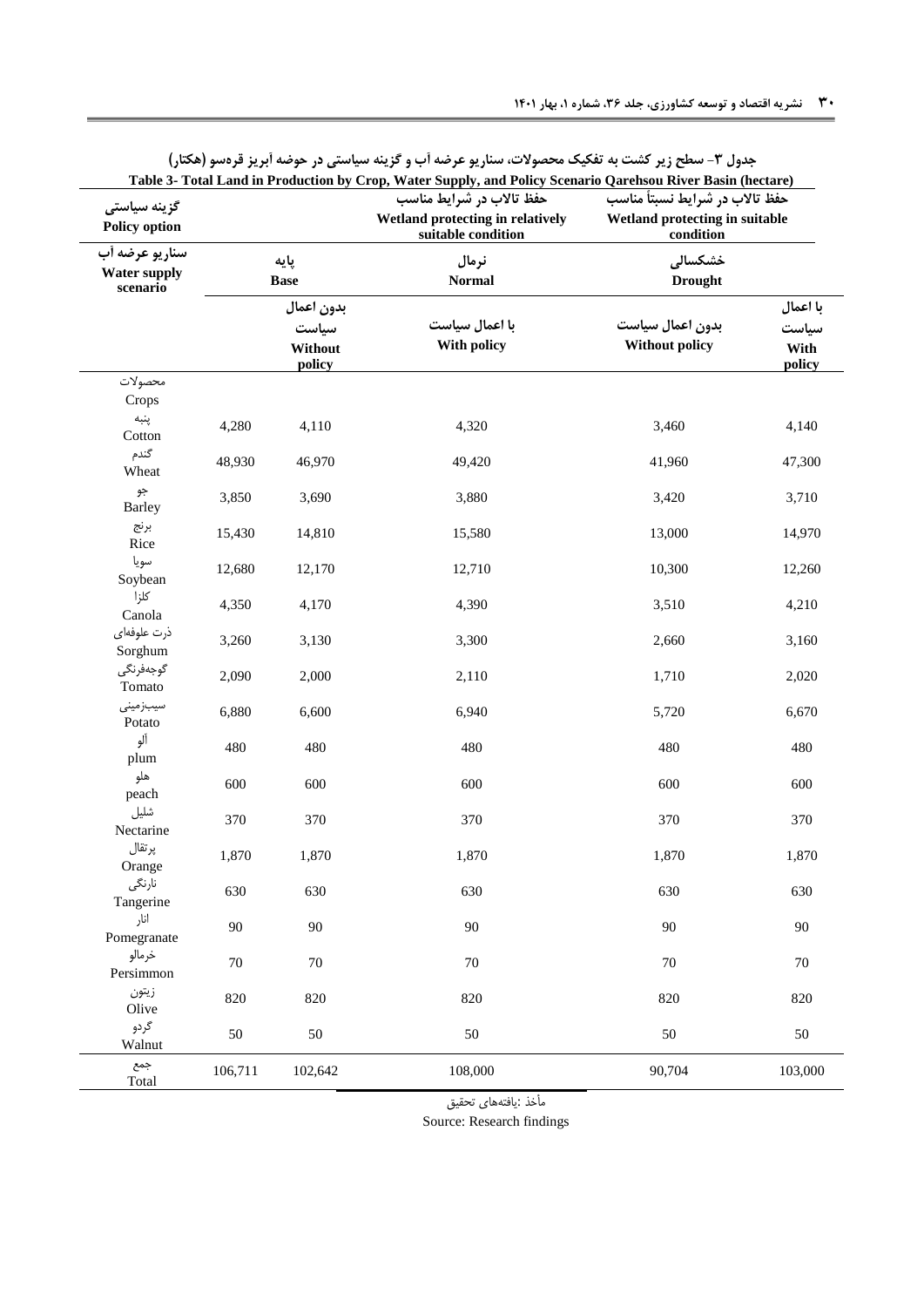جدول ۳- سطح زیر کشت به تفکیک محصولات، سناریو عرضه آب و گزینه سیاستی در حوضه آبریز قره‌سو (هکتار)

Table 3- Total Land in Production by Crop, Water Supply, and Policy Scenario Qarehsou River Basin (hectare)

| گزینه سیاستی Policy option | | | حفظ تالاب در شرایط مناسب Wetland protecting in relatively suitable condition | حفظ تالاب در شرایط نسبتاً مناسب Wetland protecting in suitable condition | |
|---|---|---|---|---|---|
| سناریو عرضه آب Water supply scenario | پایه Base | | نرمال Normal | خشکسالی Drought | |
| | | بدون اعمال سیاست Without policy | با اعمال سیاست With policy | بدون اعمال سیاست Without policy | با اعمال سیاست With policy |
| محصولات Crops | | | | | |
| پنبه Cotton | 4,280 | 4,110 | 4,320 | 3,460 | 4,140 |
| گندم Wheat | 48,930 | 46,970 | 49,420 | 41,960 | 47,300 |
| جو Barley | 3,850 | 3,690 | 3,880 | 3,420 | 3,710 |
| برنج Rice | 15,430 | 14,810 | 15,580 | 13,000 | 14,970 |
| سویا Soybean | 12,680 | 12,170 | 12,710 | 10,300 | 12,260 |
| کلزا Canola | 4,350 | 4,170 | 4,390 | 3,510 | 4,210 |
| ذرت علوفه‌ای Sorghum | 3,260 | 3,130 | 3,300 | 2,660 | 3,160 |
| گوجه‌فرنگی Tomato | 2,090 | 2,000 | 2,110 | 1,710 | 2,020 |
| سیب‌زمینی Potato | 6,880 | 6,600 | 6,940 | 5,720 | 6,670 |
| آلو plum | 480 | 480 | 480 | 480 | 480 |
| هلو peach | 600 | 600 | 600 | 600 | 600 |
| شلیل Nectarine | 370 | 370 | 370 | 370 | 370 |
| پرتقال Orange | 1,870 | 1,870 | 1,870 | 1,870 | 1,870 |
| نارنگی Tangerine | 630 | 630 | 630 | 630 | 630 |
| انار Pomegranate | 90 | 90 | 90 | 90 | 90 |
| خرمالو Persimmon | 70 | 70 | 70 | 70 | 70 |
| زیتون Olive | 820 | 820 | 820 | 820 | 820 |
| گردو Walnut | 50 | 50 | 50 | 50 | 50 |
| جمع Total | 106,711 | 102,642 | 108,000 | 90,704 | 103,000 |

مأخذ :یافته‌های تحقیق

Source: Research findings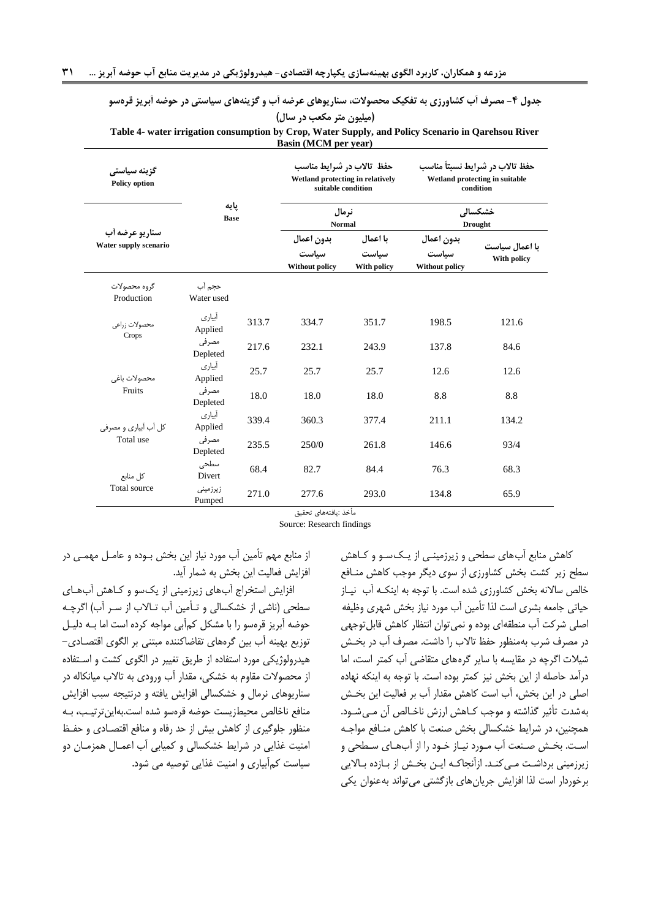**جدول ۴- مصرف آب کشاورزی به تفکیک محصولات، سناریوهای عرضه آب و گزینه‌های سیاستی در حوضه آبریز قره‌سو (میلیون متر مکعب در سال)**

**Table 4- water irrigation consumption by Crop, Water Supply, and Policy Scenario in Qarehsou River Basin (MCM per year)**

| گزینه سیاستی Policy option | | پایه Base | حفظ تالاب در شرایط مناسب Wetland protecting in relatively suitable condition | | حفظ تالاب در شرایط نسبتاً مناسب Wetland protecting in suitable condition | |
|---|---|---|---|---|---|---|
| سناریو عرضه آب Water supply scenario | | | نرمال Normal | | خشکسالی Drought | |
| | | | بدون اعمال سیاست Without policy | با اعمال سیاست With policy | بدون اعمال سیاست Without policy | با اعمال سیاست With policy |
| گروه محصولات Production | حجم آب Water used | | | | | |
| محصولات زراعی Crops | آبیاری Applied | 313.7 | 334.7 | 351.7 | 198.5 | 121.6 |
| | مصرفی Depleted | 217.6 | 232.1 | 243.9 | 137.8 | 84.6 |
| محصولات باغی Fruits | آبیاری Applied | 25.7 | 25.7 | 25.7 | 12.6 | 12.6 |
| | مصرفی Depleted | 18.0 | 18.0 | 18.0 | 8.8 | 8.8 |
| کل آب آبیاری و مصرفی Total use | آبیاری Applied | 339.4 | 360.3 | 377.4 | 211.1 | 134.2 |
| | مصرفی Depleted | 235.5 | 250/0 | 261.8 | 146.6 | 93/4 |
| کل منابع Total source | سطحی Divert | 68.4 | 82.7 | 84.4 | 76.3 | 68.3 |
| | زیرزمینی Pumped | 271.0 | 277.6 | 293.0 | 134.8 | 65.9 |

مأخذ :یافته‌های تحقیق

Source: Research findings

کاهش منابع آب‌های سطحی و زیرزمینی از یک‌سو و کاهش سطح زیر کشت بخش کشاورزی از سوی دیگر موجب کاهش منافع خالص سالانه بخش کشاورزی شده است. با توجه به اینکه آب نیاز حیاتی جامعه بشری است لذا تأمین آب مورد نیاز بخش شهری وظیفه اصلی شرکت آب منطقه‌ای بوده و نمی‌توان انتظار کاهش قابل‌توجهی در مصرف شرب به‌منظور حفظ تالاب را داشت. مصرف آب در بخش شیلات اگرچه در مقایسه با سایر گروه‌های متقاضی آب کمتر است، اما درآمد حاصله از این بخش نیز کمتر بوده است. با توجه به اینکه نهاده اصلی در این بخش، آب است کاهش مقدار آب بر فعالیت این بخش به‌شدت تأثیر گذاشته و موجب کاهش ارزش ناخالص آن می‌شود. همچنین، در شرایط خشکسالی بخش صنعت با کاهش منافع مواجه است. بخش صنعت آب مورد نیاز خود را از آب‌های سطحی و زیرزمینی برداشت می‌کند. ازآنجاکه این بخش از بازده بالایی برخوردار است لذا افزایش جریان‌های بازگشتی می‌تواند به‌عنوان یکی از منابع مهم تأمین آب مورد نیاز این بخش بوده و عامل مهمی در افزایش فعالیت این بخش به شمار آید.

افزایش استخراج آب‌های زیرزمینی از یک‌سو و کاهش آب‌های سطحی (ناشی از خشکسالی و تأمین آب تالاب از سر آب) اگرچه حوضه آبریز قره‌سو را با مشکل کم‌آبی مواجه کرده است اما به دلیل توزیع بهینه آب بین گروه‌های تقاضاکننده مبتنی بر الگوی اقتصادی-هیدرولوژیکی مورد استفاده از طریق تغییر در الگوی کشت و استفاده از محصولات مقاوم به خشکی، مقدار آب ورودی به تالاب میانکاله در سناریوهای نرمال و خشکسالی افزایش یافته و درنتیجه سبب افزایش منافع ناخالص محیط‌زیست حوضه قره‌سو شده است.به‌این‌ترتیب، به منظور جلوگیری از کاهش بیش از حد رفاه و منافع اقتصادی و حفظ امنیت غذایی در شرایط خشکسالی و کمیابی آب اعمال همزمان دو سیاست کم‌آبیاری و امنیت غذایی توصیه می شود.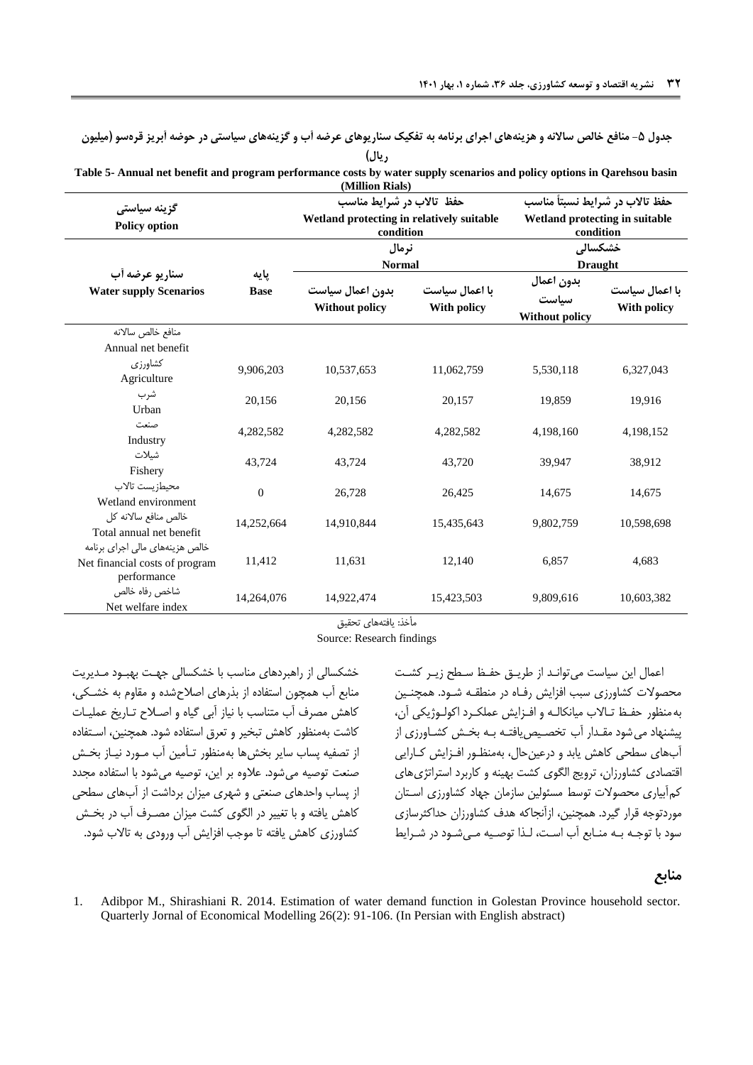**جدول ۵- منافع خالص سالانه و هزینه‌های اجرای برنامه به تفکیک سناریوهای عرضه آب و گزینه‌های سیاستی در حوضه آبریز قره‌سو (میلیون ریال)**

**Table 5- Annual net benefit and program performance costs by water supply scenarios and policy options in Qarehsou basin (Million Rials)**

| گزینه سیاستی<br>Policy option | | حفظ تالاب در شرایط مناسب<br>Wetland protecting in relatively suitable condition | | حفظ تالاب در شرایط نسبتاً مناسب<br>Wetland protecting in suitable condition | |
|---|---|---|---|---|---|
| | | نرمال<br>Normal | | خشکسالی<br>Draught | |
| سناریو عرضه آب<br>Water supply Scenarios | پایه<br>Base | بدون اعمال سیاست<br>Without policy | با اعمال سیاست<br>With policy | بدون اعمال سیاست<br>Without policy | با اعمال سیاست<br>With policy |
| منافع خالص سالانه<br>Annual net benefit | | | | | |
| کشاورزی<br>Agriculture | 9,906,203 | 10,537,653 | 11,062,759 | 5,530,118 | 6,327,043 |
| شرب<br>Urban | 20,156 | 20,156 | 20,157 | 19,859 | 19,916 |
| صنعت<br>Industry | 4,282,582 | 4,282,582 | 4,282,582 | 4,198,160 | 4,198,152 |
| شیلات<br>Fishery | 43,724 | 43,724 | 43,720 | 39,947 | 38,912 |
| محیط‌زیست تالاب<br>Wetland environment | 0 | 26,728 | 26,425 | 14,675 | 14,675 |
| خالص منافع سالانه کل<br>Total annual net benefit | 14,252,664 | 14,910,844 | 15,435,643 | 9,802,759 | 10,598,698 |
| خالص هزینه‌های مالی اجرای برنامه<br>Net financial costs of program performance | 11,412 | 11,631 | 12,140 | 6,857 | 4,683 |
| شاخص رفاه خالص<br>Net welfare index | 14,264,076 | 14,922,474 | 15,423,503 | 9,809,616 | 10,603,382 |

مأخذ: یافته‌های تحقیق

Source: Research findings

اعمال این سیاست می‌تواند از طریق حفظ سطح زیر کشت محصولات کشاورزی سبب افزایش رفاه در منطقه شود. همچنین به‌منظور حفظ تالاب میانکاله و افزایش عملکرد اکولوژیکی آن، پیشنهاد می‌شود مقدار آب تخصیص‌یافته به بخش کشاورزی از آب‌های سطحی کاهش یابد و درعین‌حال، به‌منظور افزایش کارایی اقتصادی کشاورزان، ترویج الگوی کشت بهینه و کاربرد استراتژی‌های کم‌آبیاری محصولات توسط مسئولین سازمان جهاد کشاورزی استان موردتوجه قرار گیرد. همچنین، ازآنجاکه هدف کشاورزان حداکثرسازی سود با توجه به منابع آب است، لذا توصیه می‌شود در شرایط خشکسالی از راهبردهای مناسب با خشکسالی جهت بهبود مدیریت منابع آب همچون استفاده از بذرهای اصلاح‌شده و مقاوم به خشکی، کاهش مصرف آب متناسب با نیاز آبی گیاه و اصلاح تاریخ عملیات کاشت به‌منظور کاهش تبخیر و تعرق استفاده شود. همچنین، استفاده از تصفیه پساب سایر بخش‌ها به‌منظور تأمین آب مورد نیاز بخش صنعت توصیه می‌شود. علاوه بر این، توصیه می‌شود با استفاده مجدد از پساب واحدهای صنعتی و شهری میزان برداشت از آب‌های سطحی کاهش یافته و با تغییر در الگوی کشت میزان مصرف آب در بخش کشاورزی کاهش یافته تا موجب افزایش آب ورودی به تالاب شود.

## منابع

1. Adibpor M., Shirashiani R. 2014. Estimation of water demand function in Golestan Province household sector. Quarterly Jornal of Economical Modelling 26(2): 91-106. (In Persian with English abstract)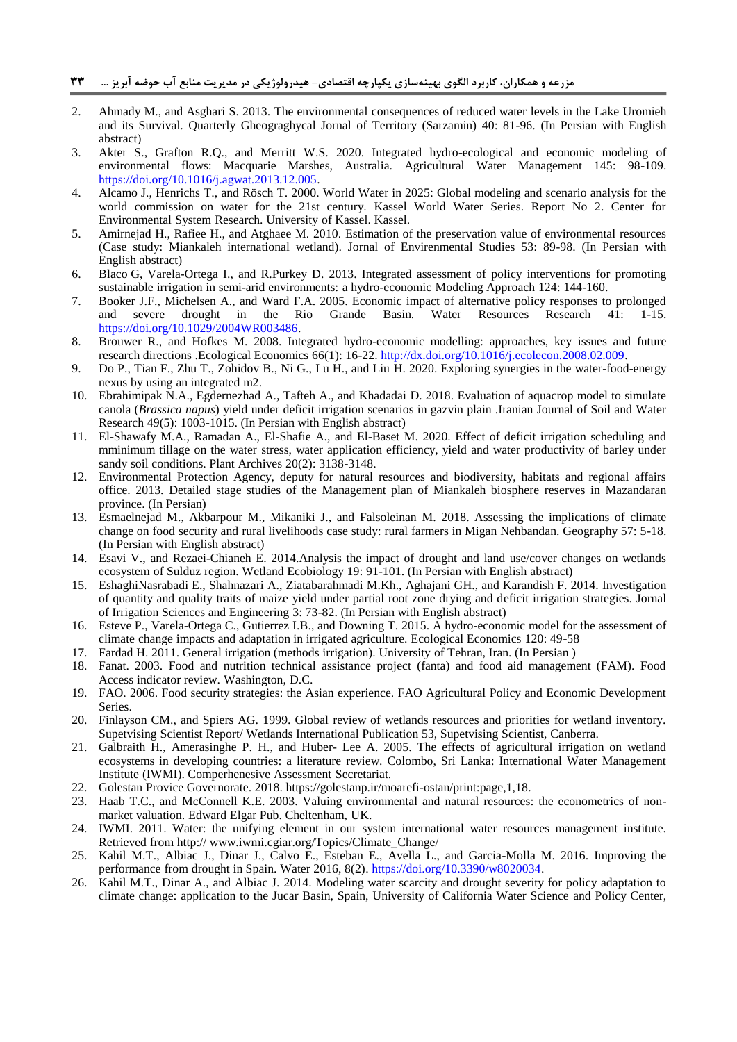2. Ahmady M., and Asghari S. 2013. The environmental consequences of reduced water levels in the Lake Uromieh and its Survival. Quarterly Gheograghycal Jornal of Territory (Sarzamin) 40: 81-96. (In Persian with English abstract)
3. Akter S., Grafton R.Q., and Merritt W.S. 2020. Integrated hydro-ecological and economic modeling of environmental flows: Macquarie Marshes, Australia. Agricultural Water Management 145: 98-109. https://doi.org/10.1016/j.agwat.2013.12.005.
4. Alcamo J., Henrichs T., and Rösch T. 2000. World Water in 2025: Global modeling and scenario analysis for the world commission on water for the 21st century. Kassel World Water Series. Report No 2. Center for Environmental System Research. University of Kassel. Kassel.
5. Amirnejad H., Rafiee H., and Atghaee M. 2010. Estimation of the preservation value of environmental resources (Case study: Miankaleh international wetland). Jornal of Envirenmental Studies 53: 89-98. (In Persian with English abstract)
6. Blaco G, Varela-Ortega I., and R.Purkey D. 2013. Integrated assessment of policy interventions for promoting sustainable irrigation in semi-arid environments: a hydro-economic Modeling Approach 124: 144-160.
7. Booker J.F., Michelsen A., and Ward F.A. 2005. Economic impact of alternative policy responses to prolonged and severe drought in the Rio Grande Basin. Water Resources Research 41: 1-15. https://doi.org/10.1029/2004WR003486.
8. Brouwer R., and Hofkes M. 2008. Integrated hydro-economic modelling: approaches, key issues and future research directions .Ecological Economics 66(1): 16-22. http://dx.doi.org/10.1016/j.ecolecon.2008.02.009.
9. Do P., Tian F., Zhu T., Zohidov B., Ni G., Lu H., and Liu H. 2020. Exploring synergies in the water-food-energy nexus by using an integrated m2.
10. Ebrahimipak N.A., Egdernezhad A., Tafteh A., and Khadadai D. 2018. Evaluation of aquacrop model to simulate canola (*Brassica napus*) yield under deficit irrigation scenarios in gazvin plain .Iranian Journal of Soil and Water Research 49(5): 1003-1015. (In Persian with English abstract)
11. El-Shawafy M.A., Ramadan A., El-Shafie A., and El-Baset M. 2020. Effect of deficit irrigation scheduling and mminimum tillage on the water stress, water application efficiency, yield and water productivity of barley under sandy soil conditions. Plant Archives 20(2): 3138-3148.
12. Environmental Protection Agency, deputy for natural resources and biodiversity, habitats and regional affairs office. 2013. Detailed stage studies of the Management plan of Miankaleh biosphere reserves in Mazandaran province. (In Persian)
13. Esmaelnejad M., Akbarpour M., Mikaniki J., and Falsoleinan M. 2018. Assessing the implications of climate change on food security and rural livelihoods case study: rural farmers in Migan Nehbandan. Geography 57: 5-18. (In Persian with English abstract)
14. Esavi V., and Rezaei-Chianeh E. 2014.Analysis the impact of drought and land use/cover changes on wetlands ecosystem of Sulduz region. Wetland Ecobiology 19: 91-101. (In Persian with English abstract)
15. EshaghiNasrabadi E., Shahnazari A., Ziatabarahmadi M.Kh., Aghajani GH., and Karandish F. 2014. Investigation of quantity and quality traits of maize yield under partial root zone drying and deficit irrigation strategies. Jornal of Irrigation Sciences and Engineering 3: 73-82. (In Persian with English abstract)
16. Esteve P., Varela-Ortega C., Gutierrez I.B., and Downing T. 2015. A hydro-economic model for the assessment of climate change impacts and adaptation in irrigated agriculture. Ecological Economics 120: 49-58
17. Fardad H. 2011. General irrigation (methods irrigation). University of Tehran, Iran. (In Persian )
18. Fanat. 2003. Food and nutrition technical assistance project (fanta) and food aid management (FAM). Food Access indicator review. Washington, D.C.
19. FAO. 2006. Food security strategies: the Asian experience. FAO Agricultural Policy and Economic Development Series.
20. Finlayson CM., and Spiers AG. 1999. Global review of wetlands resources and priorities for wetland inventory. Supetvising Scientist Report/ Wetlands International Publication 53, Supetvising Scientist, Canberra.
21. Galbraith H., Amerasinghe P. H., and Huber- Lee A. 2005. The effects of agricultural irrigation on wetland ecosystems in developing countries: a literature review. Colombo, Sri Lanka: International Water Management Institute (IWMI). Comperhenesive Assessment Secretariat.
22. Golestan Provice Governorate. 2018. https://golestanp.ir/moarefi-ostan/print:page,1,18.
23. Haab T.C., and McConnell K.E. 2003. Valuing environmental and natural resources: the econometrics of non-market valuation. Edward Elgar Pub. Cheltenham, UK.
24. IWMI. 2011. Water: the unifying element in our system international water resources management institute. Retrieved from http:// www.iwmi.cgiar.org/Topics/Climate_Change/
25. Kahil M.T., Albiac J., Dinar J., Calvo E., Esteban E., Avella L., and Garcia-Molla M. 2016. Improving the performance from drought in Spain. Water 2016, 8(2). https://doi.org/10.3390/w8020034.
26. Kahil M.T., Dinar A., and Albiac J. 2014. Modeling water scarcity and drought severity for policy adaptation to climate change: application to the Jucar Basin, Spain, University of California Water Science and Policy Center,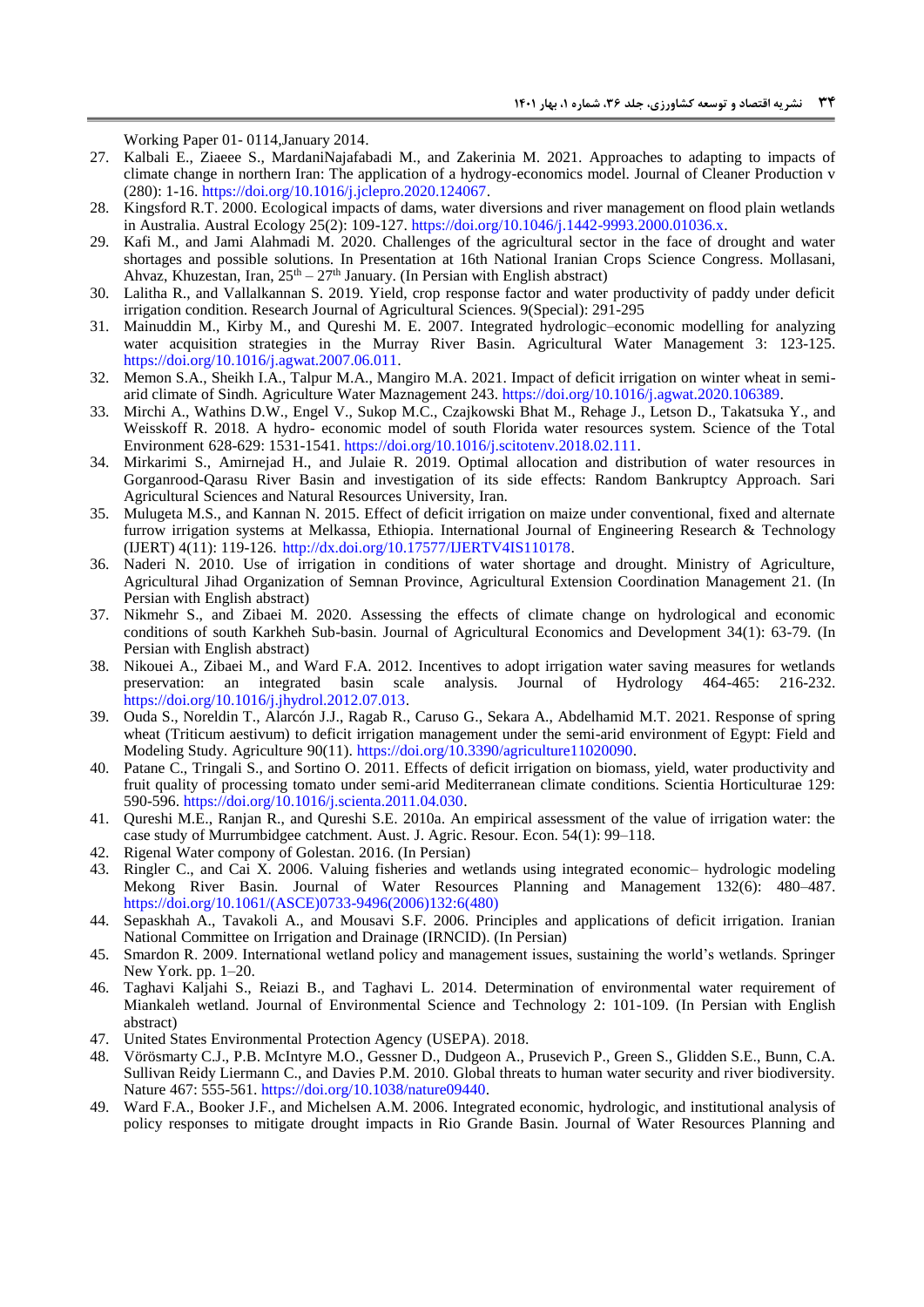Working Paper 01- 0114,January 2014.

27. Kalbali E., Ziaeee S., MardaniNajafabadi M., and Zakerinia M. 2021. Approaches to adapting to impacts of climate change in northern Iran: The application of a hydrogy-economics model. Journal of Cleaner Production v (280): 1-16. https://doi.org/10.1016/j.jclepro.2020.124067.
28. Kingsford R.T. 2000. Ecological impacts of dams, water diversions and river management on flood plain wetlands in Australia. Austral Ecology 25(2): 109-127. https://doi.org/10.1046/j.1442-9993.2000.01036.x.
29. Kafi M., and Jami Alahmadi M. 2020. Challenges of the agricultural sector in the face of drought and water shortages and possible solutions. In Presentation at 16th National Iranian Crops Science Congress. Mollasani, Ahvaz, Khuzestan, Iran, 25th – 27th January. (In Persian with English abstract)
30. Lalitha R., and Vallalkannan S. 2019. Yield, crop response factor and water productivity of paddy under deficit irrigation condition. Research Journal of Agricultural Sciences. 9(Special): 291-295
31. Mainuddin M., Kirby M., and Qureshi M. E. 2007. Integrated hydrologic–economic modelling for analyzing water acquisition strategies in the Murray River Basin. Agricultural Water Management 3: 123-125. https://doi.org/10.1016/j.agwat.2007.06.011.
32. Memon S.A., Sheikh I.A., Talpur M.A., Mangiro M.A. 2021. Impact of deficit irrigation on winter wheat in semi-arid climate of Sindh. Agriculture Water Maznagement 243. https://doi.org/10.1016/j.agwat.2020.106389.
33. Mirchi A., Wathins D.W., Engel V., Sukop M.C., Czajkowski Bhat M., Rehage J., Letson D., Takatsuka Y., and Weisskoff R. 2018. A hydro- economic model of south Florida water resources system. Science of the Total Environment 628-629: 1531-1541. https://doi.org/10.1016/j.scitotenv.2018.02.111.
34. Mirkarimi S., Amirnejad H., and Julaie R. 2019. Optimal allocation and distribution of water resources in Gorganrood-Qarasu River Basin and investigation of its side effects: Random Bankruptcy Approach. Sari Agricultural Sciences and Natural Resources University, Iran.
35. Mulugeta M.S., and Kannan N. 2015. Effect of deficit irrigation on maize under conventional, fixed and alternate furrow irrigation systems at Melkassa, Ethiopia. International Journal of Engineering Research & Technology (IJERT) 4(11): 119-126. http://dx.doi.org/10.17577/IJERTV4IS110178.
36. Naderi N. 2010. Use of irrigation in conditions of water shortage and drought. Ministry of Agriculture, Agricultural Jihad Organization of Semnan Province, Agricultural Extension Coordination Management 21. (In Persian with English abstract)
37. Nikmehr S., and Zibaei M. 2020. Assessing the effects of climate change on hydrological and economic conditions of south Karkheh Sub-basin. Journal of Agricultural Economics and Development 34(1): 63-79. (In Persian with English abstract)
38. Nikouei A., Zibaei M., and Ward F.A. 2012. Incentives to adopt irrigation water saving measures for wetlands preservation: an integrated basin scale analysis. Journal of Hydrology 464-465: 216-232. https://doi.org/10.1016/j.jhydrol.2012.07.013.
39. Ouda S., Noreldin T., Alarcón J.J., Ragab R., Caruso G., Sekara A., Abdelhamid M.T. 2021. Response of spring wheat (Triticum aestivum) to deficit irrigation management under the semi-arid environment of Egypt: Field and Modeling Study. Agriculture 90(11). https://doi.org/10.3390/agriculture11020090.
40. Patane C., Tringali S., and Sortino O. 2011. Effects of deficit irrigation on biomass, yield, water productivity and fruit quality of processing tomato under semi-arid Mediterranean climate conditions. Scientia Horticulturae 129: 590-596. https://doi.org/10.1016/j.scienta.2011.04.030.
41. Qureshi M.E., Ranjan R., and Qureshi S.E. 2010a. An empirical assessment of the value of irrigation water: the case study of Murrumbidgee catchment. Aust. J. Agric. Resour. Econ. 54(1): 99–118.
42. Rigenal Water compony of Golestan. 2016. (In Persian)
43. Ringler C., and Cai X. 2006. Valuing fisheries and wetlands using integrated economic– hydrologic modeling Mekong River Basin. Journal of Water Resources Planning and Management 132(6): 480–487. https://doi.org/10.1061/(ASCE)0733-9496(2006)132:6(480)
44. Sepaskhah A., Tavakoli A., and Mousavi S.F. 2006. Principles and applications of deficit irrigation. Iranian National Committee on Irrigation and Drainage (IRNCID). (In Persian)
45. Smardon R. 2009. International wetland policy and management issues, sustaining the world's wetlands. Springer New York. pp. 1–20.
46. Taghavi Kaljahi S., Reiazi B., and Taghavi L. 2014. Determination of environmental water requirement of Miankaleh wetland. Journal of Environmental Science and Technology 2: 101-109. (In Persian with English abstract)
47. United States Environmental Protection Agency (USEPA). 2018.
48. Vörösmarty C.J., P.B. McIntyre M.O., Gessner D., Dudgeon A., Prusevich P., Green S., Glidden S.E., Bunn, C.A. Sullivan Reidy Liermann C., and Davies P.M. 2010. Global threats to human water security and river biodiversity. Nature 467: 555-561. https://doi.org/10.1038/nature09440.
49. Ward F.A., Booker J.F., and Michelsen A.M. 2006. Integrated economic, hydrologic, and institutional analysis of policy responses to mitigate drought impacts in Rio Grande Basin. Journal of Water Resources Planning and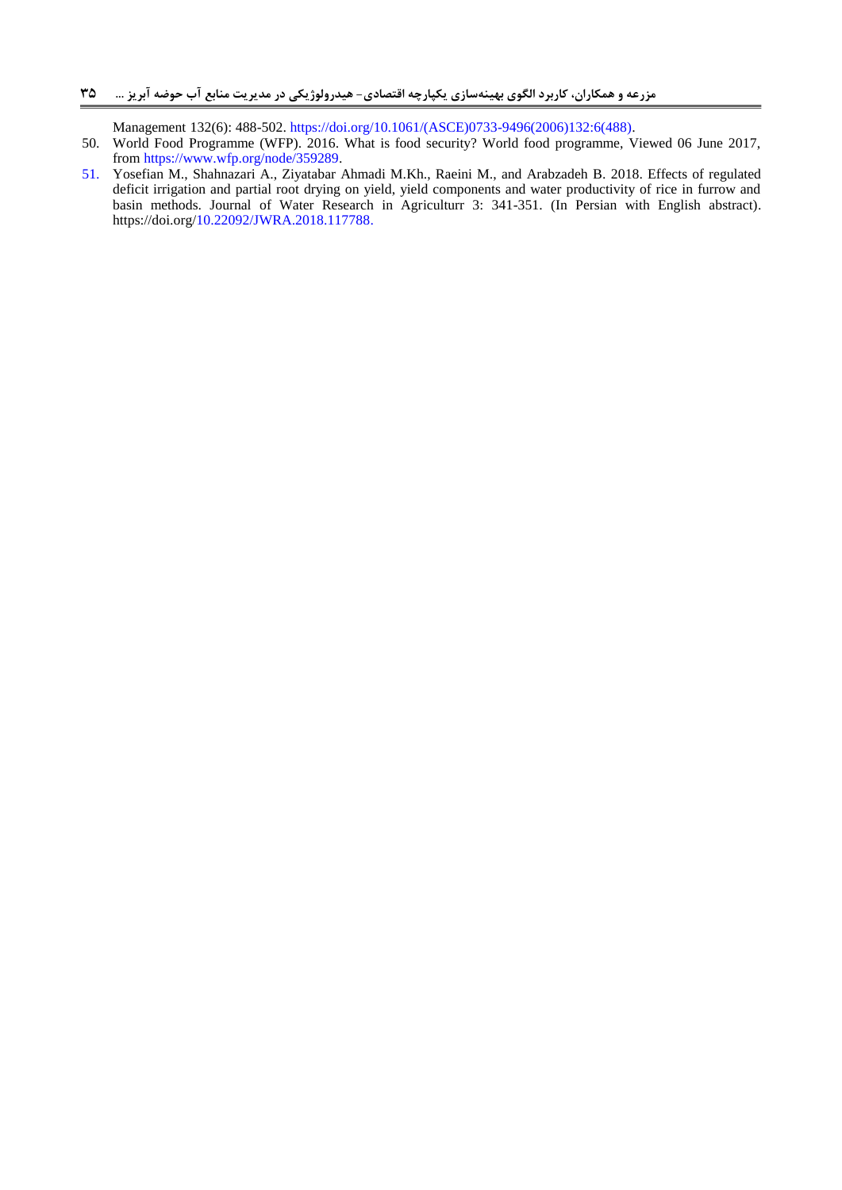Management 132(6): 488-502. https://doi.org/10.1061/(ASCE)0733-9496(2006)132:6(488).

50. World Food Programme (WFP). 2016. What is food security? World food programme, Viewed 06 June 2017, from https://www.wfp.org/node/359289.
51. Yosefian M., Shahnazari A., Ziyatabar Ahmadi M.Kh., Raeini M., and Arabzadeh B. 2018. Effects of regulated deficit irrigation and partial root drying on yield, yield components and water productivity of rice in furrow and basin methods. Journal of Water Research in Agriculturr 3: 341-351. (In Persian with English abstract). https://doi.org/10.22092/JWRA.2018.117788.